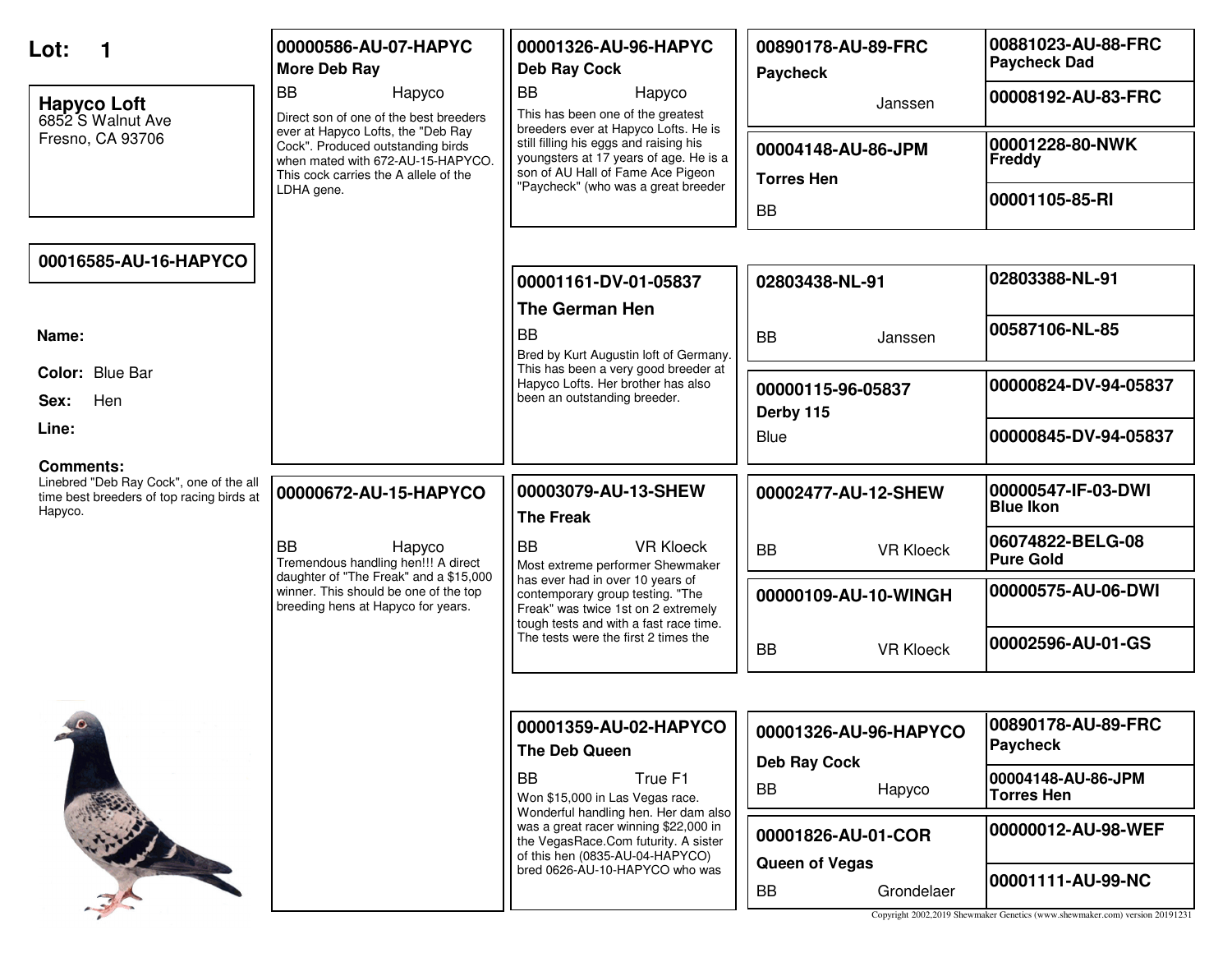**Lot: 1**

**Hapyco Loft**
6852 S Walnut Ave
Fresno, CA 93706

**00016585-AU-16-HAPYCO**

**Name:**

**Color:** Blue Bar

**Sex:** Hen

**Line:**

**Comments:**
Linebred "Deb Ray Cock", one of the all time best breeders of top racing birds at Hapyco.

---

### Sire: 00000586-AU-07-HAPYC
**More Deb Ray**
BB — Hapyco

Direct son of one of the best breeders ever at Hapyco Lofts, the "Deb Ray Cock". Produced outstanding birds when mated with 672-AU-15-HAPYCO. This cock carries the A allele of the LDHA gene.

#### 00001326-AU-96-HAPYC
**Deb Ray Cock**
BB — Hapyco

This has been one of the greatest breeders ever at Hapyco Lofts. He is still filling his eggs and raising his youngsters at 17 years of age. He is a son of AU Hall of Fame Ace Pigeon "Paycheck" (who was a great breeder

- **00890178-AU-89-FRC** — **Paycheck** — Janssen
  - 00881023-AU-88-FRC — **Paycheck Dad**
  - 00008192-AU-83-FRC
- **00004148-AU-86-JPM** — **Torres Hen** — BB
  - 00001228-80-NWK — **Freddy**
  - 00001105-85-RI

#### 00001161-DV-01-05837
**The German Hen**
BB

Bred by Kurt Augustin loft of Germany. This has been a very good breeder at Hapyco Lofts. Her brother has also been an outstanding breeder.

- **02803438-NL-91** — BB — Janssen
  - 02803388-NL-91
  - 00587106-NL-85
- **00000115-96-05837** — **Derby 115** — Blue
  - 00000824-DV-94-05837
  - 00000845-DV-94-05837

---

### Dam: 00000672-AU-15-HAPYCO
BB — Hapyco

Tremendous handling hen!!! A direct daughter of "The Freak" and a $15,000 winner. This should be one of the top breeding hens at Hapyco for years.

#### 00003079-AU-13-SHEW
**The Freak**
BB — VR Kloeck

Most extreme performer Shewmaker has ever had in over 10 years of contemporary group testing. "The Freak" was twice 1st on 2 extremely tough tests and with a fast race time. The tests were the first 2 times the

- **00002477-AU-12-SHEW** — BB — VR Kloeck
  - 00000547-IF-03-DWI — **Blue Ikon**
  - 06074822-BELG-08 — **Pure Gold**
- **00000109-AU-10-WINGH** — BB — VR Kloeck
  - 00000575-AU-06-DWI
  - 00002596-AU-01-GS

#### 00001359-AU-02-HAPYCO
**The Deb Queen**
BB — True F1

Won $15,000 in Las Vegas race. Wonderful handling hen. Her dam also was a great racer winning $22,000 in the VegasRace.Com futurity. A sister of this hen (0835-AU-04-HAPYCO) bred 0626-AU-10-HAPYCO who was

- **00001326-AU-96-HAPYCO** — **Deb Ray Cock** — BB — Hapyco
  - 00890178-AU-89-FRC — **Paycheck**
  - 00004148-AU-86-JPM — **Torres Hen**
- **00001826-AU-01-COR** — **Queen of Vegas** — BB — Grondelaer
  - 00000012-AU-98-WEF
  - 00001111-AU-99-NC

Copyright 2002,2019 Shewmaker Genetics (www.shewmaker.com) version 20191231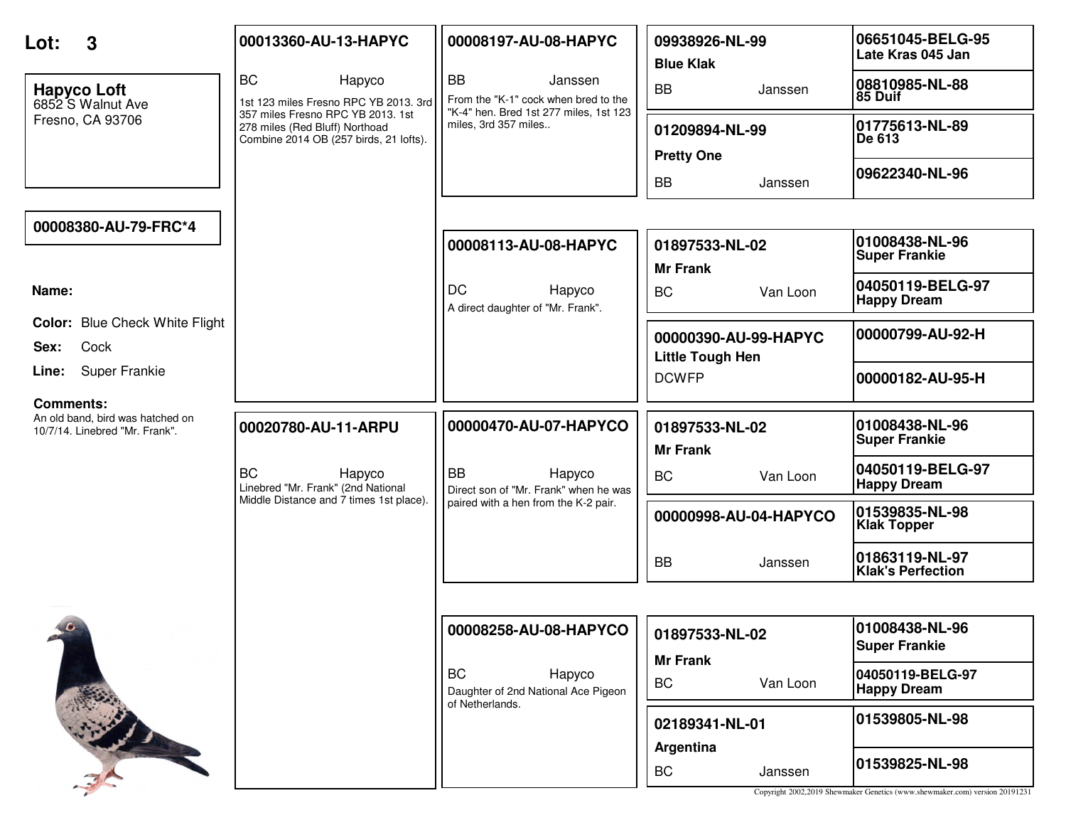**Lot: 3**

**Hapyco Loft**
6852 S Walnut Ave
Fresno, CA 93706

**00008380-AU-79-FRC*4**

**Name:**

**Color:** Blue Check White Flight

**Sex:** Cock

**Line:** Super Frankie

**Comments:**
An old band, bird was hatched on 10/7/14. Linebred "Mr. Frank".

---

**Sire: 00013360-AU-13-HAPYC**
BC — Hapyco
1st 123 miles Fresno RPC YB 2013. 3rd 357 miles Fresno RPC YB 2013. 1st 278 miles (Red Bluff) Northoad Combine 2014 OB (257 birds, 21 lofts).

- **00008197-AU-08-HAPYC**
  BB — Janssen
  From the "K-1" cock when bred to the "K-4" hen. Bred 1st 277 miles, 1st 123 miles, 3rd 357 miles..
  - **09938926-NL-99** Blue Klak — BB — Janssen
    - 06651045-BELG-95 Late Kras 045 Jan
    - 08810985-NL-88 85 Duif
  - **01209894-NL-99** Pretty One — BB — Janssen
    - 01775613-NL-89 De 613
    - 09622340-NL-96

- **00008113-AU-08-HAPYC**
  DC — Hapyco
  A direct daughter of "Mr. Frank".
  - **01897533-NL-02** Mr Frank — BC — Van Loon
    - 01008438-NL-96 Super Frankie
    - 04050119-BELG-97 Happy Dream
  - **00000390-AU-99-HAPYC** Little Tough Hen — DCWFP
    - 00000799-AU-92-H
    - 00000182-AU-95-H

---

**Dam: 00020780-AU-11-ARPU**
BC — Hapyco
Linebred "Mr. Frank" (2nd National Middle Distance and 7 times 1st place).

- **00000470-AU-07-HAPYCO**
  BB — Hapyco
  Direct son of "Mr. Frank" when he was paired with a hen from the K-2 pair.
  - **01897533-NL-02** Mr Frank — BC — Van Loon
    - 01008438-NL-96 Super Frankie
    - 04050119-BELG-97 Happy Dream
  - **00000998-AU-04-HAPYCO** — BB — Janssen
    - 01539835-NL-98 Klak Topper
    - 01863119-NL-97 Klak's Perfection

- **00008258-AU-08-HAPYCO**
  BC — Hapyco
  Daughter of 2nd National Ace Pigeon of Netherlands.
  - **01897533-NL-02** Mr Frank — BC — Van Loon
    - 01008438-NL-96 Super Frankie
    - 04050119-BELG-97 Happy Dream
  - **02189341-NL-01** Argentina — BC — Janssen
    - 01539805-NL-98
    - 01539825-NL-98

Copyright 2002,2019 Shewmaker Genetics (www.shewmaker.com) version 20191231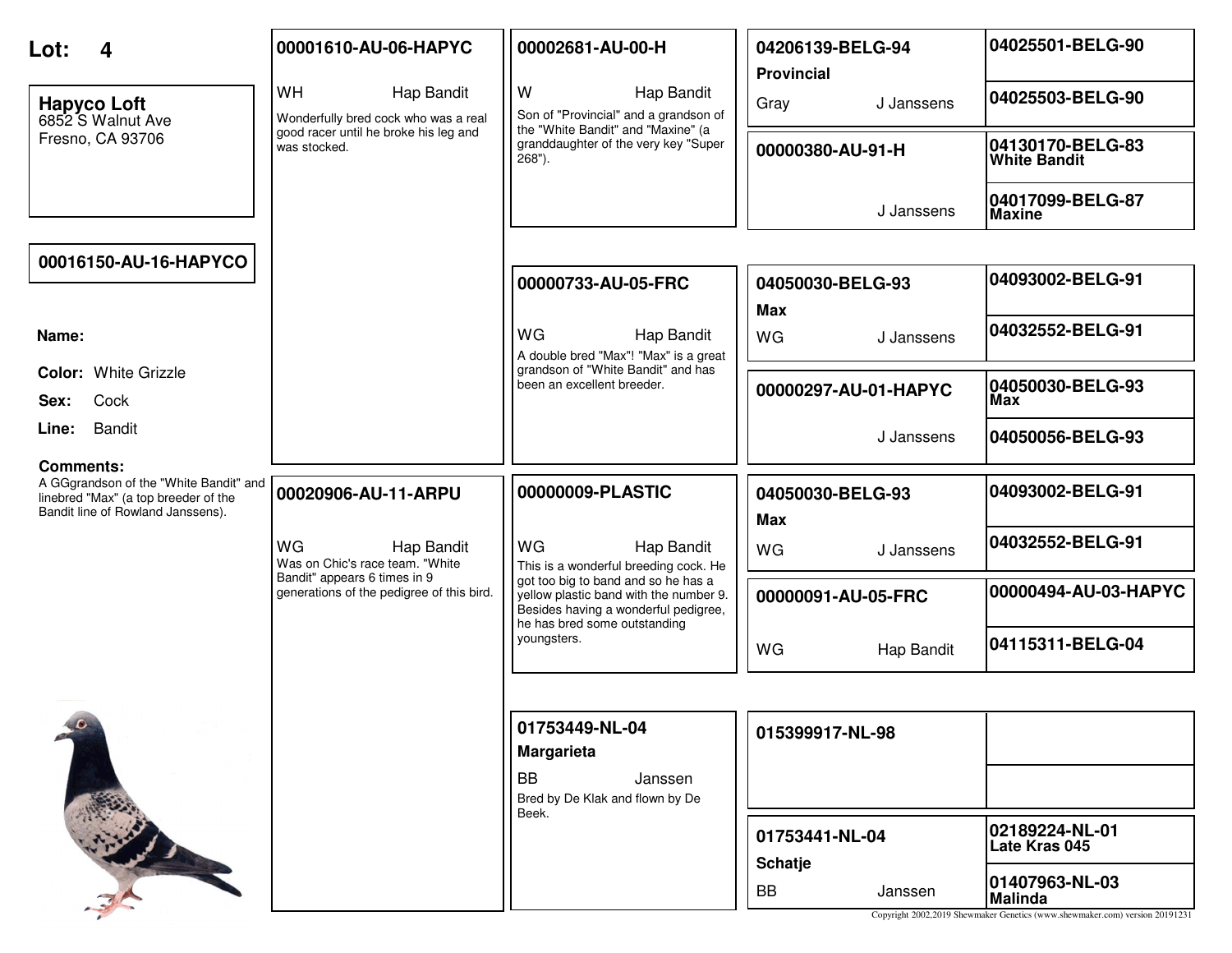**Lot: 4**

**Hapyco Loft**
6852 S Walnut Ave
Fresno, CA 93706

**00016150-AU-16-HAPYCO**

**Name:**

**Color:** White Grizzle

**Sex:** Cock

**Line:** Bandit

**Comments:**
A GGgrandson of the "White Bandit" and linebred "Max" (a top breeder of the Bandit line of Rowland Janssens).

---

**00001610-AU-06-HAPYC**
WH — Hap Bandit
Wonderfully bred cock who was a real good racer until he broke his leg and was stocked.

**00002681-AU-00-H**
W — Hap Bandit
Son of "Provincial" and a grandson of the "White Bandit" and "Maxine" (a granddaughter of the very key "Super 268").

**04206139-BELG-94**
**Provincial**
Gray — J Janssens

- 04025501-BELG-90
- 04025503-BELG-90

**00000380-AU-91-H**
J Janssens

- 04130170-BELG-83 **White Bandit**
- 04017099-BELG-87 **Maxine**

**00000733-AU-05-FRC**
WG — Hap Bandit
A double bred "Max"! "Max" is a great grandson of "White Bandit" and has been an excellent breeder.

**04050030-BELG-93**
**Max**
WG — J Janssens

- 04093002-BELG-91
- 04032552-BELG-91

**00000297-AU-01-HAPYC**
J Janssens

- 04050030-BELG-93 **Max**
- 04050056-BELG-93

---

**00020906-AU-11-ARPU**
WG — Hap Bandit
Was on Chic's race team. "White Bandit" appears 6 times in 9 generations of the pedigree of this bird.

**00000009-PLASTIC**
WG — Hap Bandit
This is a wonderful breeding cock. He got too big to band and so he has a yellow plastic band with the number 9. Besides having a wonderful pedigree, he has bred some outstanding youngsters.

**04050030-BELG-93**
**Max**
WG — J Janssens

- 04093002-BELG-91
- 04032552-BELG-91

**00000091-AU-05-FRC**
WG — Hap Bandit

- 00000494-AU-03-HAPYC
- 04115311-BELG-04

**01753449-NL-04**
**Margarieta**
BB — Janssen
Bred by De Klak and flown by De Beek.

**015399917-NL-98**

**01753441-NL-04**
**Schatje**
BB — Janssen

- 02189224-NL-01 **Late Kras 045**
- 01407963-NL-03 **Malinda**

Copyright 2002,2019 Shewmaker Genetics (www.shewmaker.com) version 20191231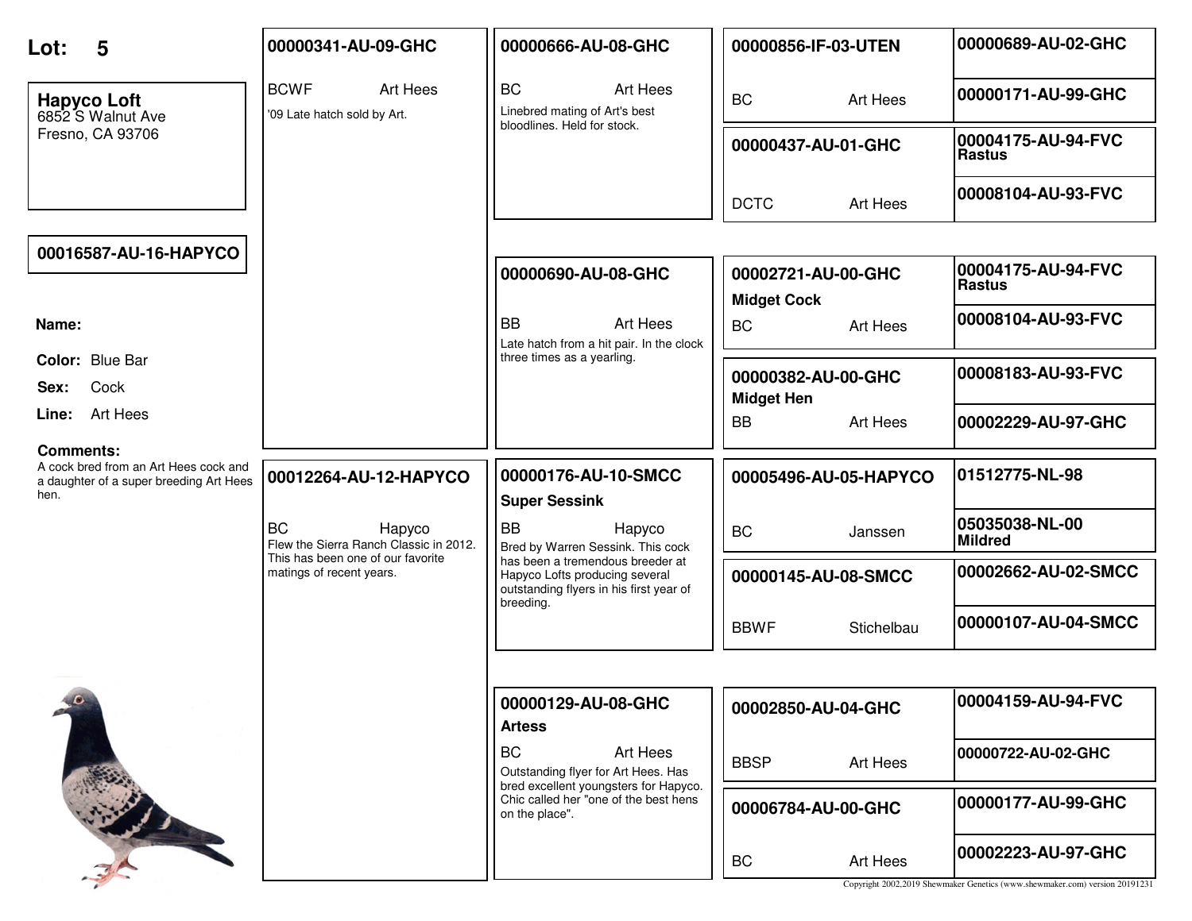# Lot: 5

**Hapyco Loft**
6852 S Walnut Ave
Fresno, CA 93706

**00016587-AU-16-HAPYCO**

**Name:**

**Color:** Blue Bar

**Sex:** Cock

**Line:** Art Hees

**Comments:**
A cock bred from an Art Hees cock and a daughter of a super breeding Art Hees hen.

---

## Sire: 00000341-AU-09-GHC

BCWF — Art Hees

'09 Late hatch sold by Art.

### 00000666-AU-08-GHC

BC — Art Hees

Linebred mating of Art's best bloodlines. Held for stock.

- **00000856-IF-03-UTEN** — BC — Art Hees
  - 00000689-AU-02-GHC
  - 00000171-AU-99-GHC
- **00000437-AU-01-GHC** — DCTC — Art Hees
  - 00004175-AU-94-FVC Rastus
  - 00008104-AU-93-FVC

### 00000690-AU-08-GHC

BB — Art Hees

Late hatch from a hit pair. In the clock three times as a yearling.

- **00002721-AU-00-GHC** — **Midget Cock** — BC — Art Hees
  - 00004175-AU-94-FVC Rastus
  - 00008104-AU-93-FVC
- **00000382-AU-00-GHC** — **Midget Hen** — BB — Art Hees
  - 00008183-AU-93-FVC
  - 00002229-AU-97-GHC

---

## Dam: 00012264-AU-12-HAPYCO

BC — Hapyco

Flew the Sierra Ranch Classic in 2012. This has been one of our favorite matings of recent years.

### 00000176-AU-10-SMCC

**Super Sessink**

BB — Hapyco

Bred by Warren Sessink. This cock has been a tremendous breeder at Hapyco Lofts producing several outstanding flyers in his first year of breeding.

- **00005496-AU-05-HAPYCO** — BC — Janssen
  - 01512775-NL-98
  - 05035038-NL-00 Mildred
- **00000145-AU-08-SMCC** — BBWF — Stichelbau
  - 00002662-AU-02-SMCC
  - 00000107-AU-04-SMCC

### 00000129-AU-08-GHC

**Artess**

BC — Art Hees

Outstanding flyer for Art Hees. Has bred excellent youngsters for Hapyco. Chic called her "one of the best hens on the place".

- **00002850-AU-04-GHC** — BBSP — Art Hees
  - 00004159-AU-94-FVC
  - 00000722-AU-02-GHC
- **00006784-AU-00-GHC** — BC — Art Hees
  - 00000177-AU-99-GHC
  - 00002223-AU-97-GHC

Copyright 2002,2019 Shewmaker Genetics (www.shewmaker.com) version 20191231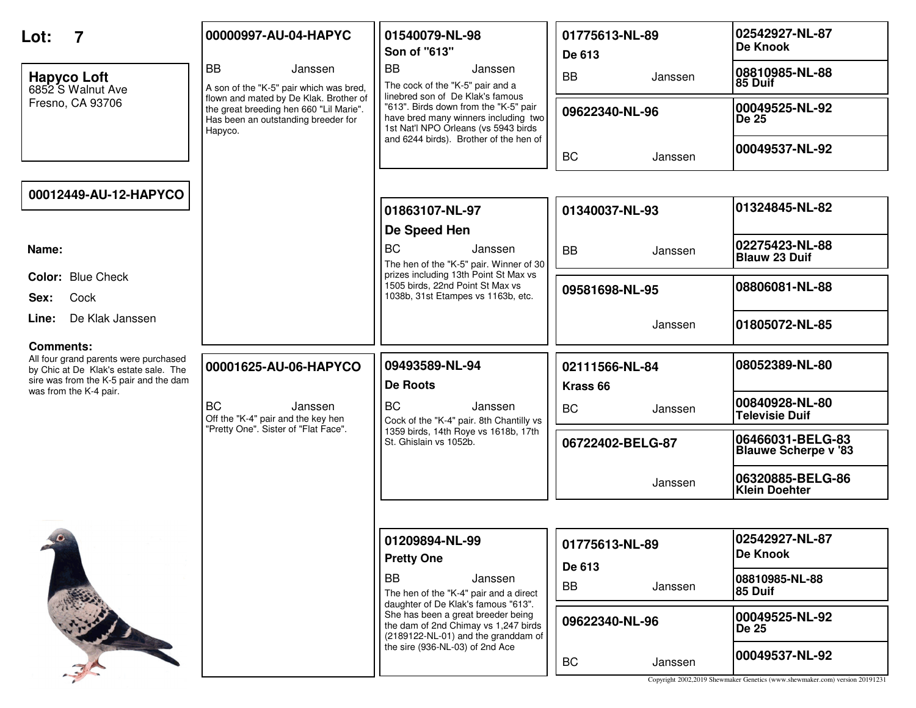# Lot: 7

**Hapyco Loft**
6852 S Walnut Ave
Fresno, CA 93706

**00012449-AU-12-HAPYCO**

**Name:**

**Color:** Blue Check

**Sex:** Cock

**Line:** De Klak Janssen

**Comments:**
All four grand parents were purchased by Chic at De Klak's estate sale. The sire was from the K-5 pair and the dam was from the K-4 pair.

---

## Sire

**00000997-AU-04-HAPYC**
BB Janssen
A son of the "K-5" pair which was bred, flown and mated by De Klak. Brother of the great breeding hen 660 "Lil Marie". Has been an outstanding breeder for Hapyco.

### Sire's Sire

**01540079-NL-98**
**Son of "613"**
BB Janssen
The cock of the "K-5" pair and a linebred son of De Klak's famous "613". Birds down from the "K-5" pair have bred many winners including two 1st Nat'l NPO Orleans (vs 5943 birds and 6244 birds). Brother of the hen of

- **01775613-NL-89**
  **De 613**
  BB Janssen
  - **02542927-NL-87** De Knook
  - **08810985-NL-88** 85 Duif
- **09622340-NL-96**
  BC Janssen
  - **00049525-NL-92** De 25
  - **00049537-NL-92**

### Sire's Dam

**01863107-NL-97**
**De Speed Hen**
BC Janssen
The hen of the "K-5" pair. Winner of 30 prizes including 13th Point St Max vs 1505 birds, 22nd Point St Max vs 1038b, 31st Etampes vs 1163b, etc.

- **01340037-NL-93**
  BB Janssen
  - **01324845-NL-82**
  - **02275423-NL-88** Blauw 23 Duif
- **09581698-NL-95**
  Janssen
  - **08806081-NL-88**
  - **01805072-NL-85**

---

## Dam

**00001625-AU-06-HAPYCO**
BC Janssen
Off the "K-4" pair and the key hen "Pretty One". Sister of "Flat Face".

### Dam's Sire

**09493589-NL-94**
**De Roots**
BC Janssen
Cock of the "K-4" pair. 8th Chantilly vs 1359 birds, 14th Roye vs 1618b, 17th St. Ghislain vs 1052b.

- **02111566-NL-84**
  **Krass 66**
  BC Janssen
  - **08052389-NL-80**
  - **00840928-NL-80** Televisie Duif
- **06722402-BELG-87**
  Janssen
  - **06466031-BELG-83** Blauwe Scherpe v '83
  - **06320885-BELG-86** Klein Doehter

### Dam's Dam

**01209894-NL-99**
**Pretty One**
BB Janssen
The hen of the "K-4" pair and a direct daughter of De Klak's famous "613". She has been a great breeder being the dam of 2nd Chimay vs 1,247 birds (2189122-NL-01) and the granddam of the sire (936-NL-03) of 2nd Ace

- **01775613-NL-89**
  **De 613**
  BB Janssen
  - **02542927-NL-87** De Knook
  - **08810985-NL-88** 85 Duif
- **09622340-NL-96**
  BC Janssen
  - **00049525-NL-92** De 25
  - **00049537-NL-92**

Copyright 2002,2019 Shewmaker Genetics (www.shewmaker.com) version 20191231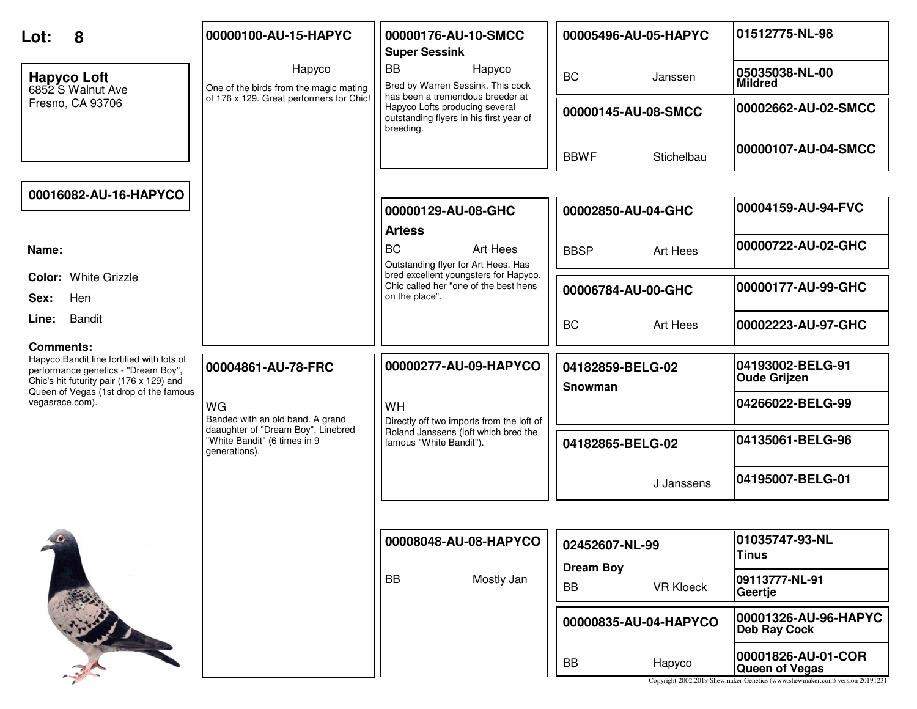# Lot: 8

**Hapyco Loft**
6852 S Walnut Ave
Fresno, CA 93706

**00016082-AU-16-HAPYCO**

**Name:**

**Color:** White Grizzle

**Sex:** Hen

**Line:** Bandit

**Comments:**
Hapyco Bandit line fortified with lots of performance genetics - "Dream Boy", Chic's hit futurity pair (176 x 129) and Queen of Vegas (1st drop of the famous vegasrace.com).

---

## Sire

**00000100-AU-15-HAPYC**

Hapyco

One of the birds from the magic mating of 176 x 129. Great performers for Chic!

### Sire's Sire

**00000176-AU-10-SMCC**
**Super Sessink**
BB — Hapyco
Bred by Warren Sessink. This cock has been a tremendous breeder at Hapyco Lofts producing several outstanding flyers in his first year of breeding.

- **00005496-AU-05-HAPYC** — BC — Janssen
  - **01512775-NL-98**
  - **05035038-NL-00** Mildred
- **00000145-AU-08-SMCC** — BBWF — Stichelbau
  - **00002662-AU-02-SMCC**
  - **00000107-AU-04-SMCC**

### Sire's Dam

**00000129-AU-08-GHC**
**Artess**
BC — Art Hees
Outstanding flyer for Art Hees. Has bred excellent youngsters for Hapyco. Chic called her "one of the best hens on the place".

- **00002850-AU-04-GHC** — BBSP — Art Hees
  - **00004159-AU-94-FVC**
  - **00000722-AU-02-GHC**
- **00006784-AU-00-GHC** — BC — Art Hees
  - **00000177-AU-99-GHC**
  - **00002223-AU-97-GHC**

---

## Dam

**00004861-AU-78-FRC**

WG

Banded with an old band. A grand daaughter of "Dream Boy". Linebred "White Bandit" (6 times in 9 generations).

### Dam's Sire

**00000277-AU-09-HAPYCO**
WH
Directly off two imports from the loft of Roland Janssens (loft which bred the famous "White Bandit").

- **04182859-BELG-02** Snowman
  - **04193002-BELG-91** Oude Grijzen
  - **04266022-BELG-99**
- **04182865-BELG-02** — J Janssens
  - **04135061-BELG-96**
  - **04195007-BELG-01**

### Dam's Dam

**00008048-AU-08-HAPYCO**
BB — Mostly Jan

- **02452607-NL-99** Dream Boy — BB — VR Kloeck
  - **01035747-93-NL** Tinus
  - **09113777-NL-91** Geertje
- **00000835-AU-04-HAPYCO** — BB — Hapyco
  - **00001326-AU-96-HAPYC** Deb Ray Cock
  - **00001826-AU-01-COR** Queen of Vegas

Copyright 2002,2019 Shewmaker Genetics (www.shewmaker.com) version 20191231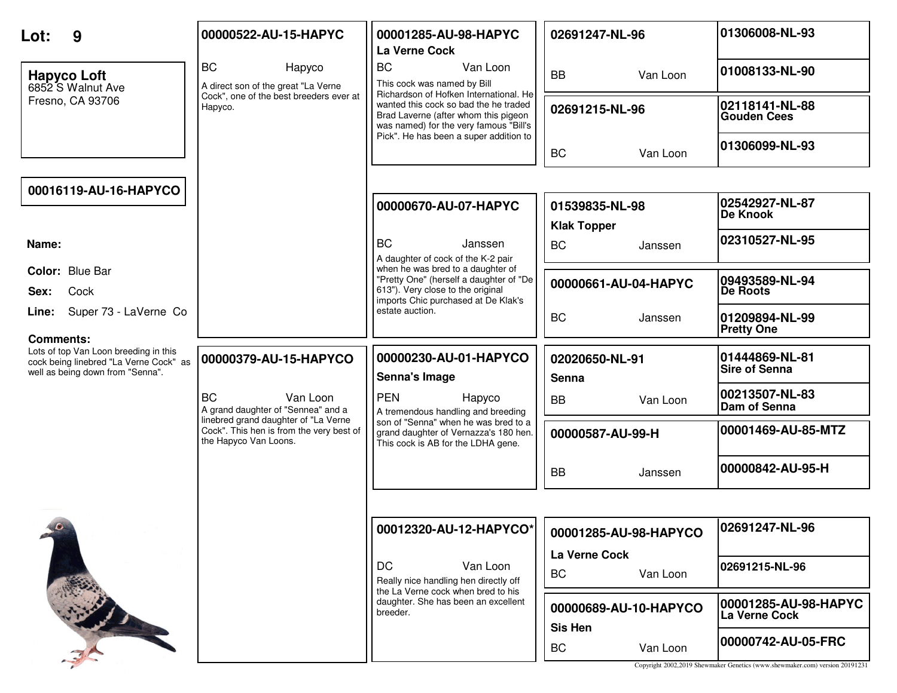# Lot: 9

**Hapyco Loft**
6852 S Walnut Ave
Fresno, CA 93706

**00016119-AU-16-HAPYCO**

**Name:**

**Color:** Blue Bar

**Sex:** Cock

**Line:** Super 73 - LaVerne Co

**Comments:**
Lots of top Van Loon breeding in this cock being linebred "La Verne Cock" as well as being down from "Senna".

---

## Sire: 00000522-AU-15-HAPYC

BC Hapyco

A direct son of the great "La Verne Cock", one of the best breeders ever at Hapyco.

### 00001285-AU-98-HAPYC — La Verne Cock

BC Van Loon

This cock was named by Bill Richardson of Hofken International. He wanted this cock so bad the he traded Brad Laverne (after whom this pigeon was named) for the very famous "Bill's Pick". He has been a super addition to

- **02691247-NL-96** — BB Van Loon
  - 01306008-NL-93
  - 01008133-NL-90
- **02691215-NL-96** — BC Van Loon
  - 02118141-NL-88 Gouden Cees
  - 01306099-NL-93

### 00000670-AU-07-HAPYC

BC Janssen

A daughter of cock of the K-2 pair when he was bred to a daughter of "Pretty One" (herself a daughter of "De 613"). Very close to the original imports Chic purchased at De Klak's estate auction.

- **01539835-NL-98 Klak Topper** — BC Janssen
  - 02542927-NL-87 De Knook
  - 02310527-NL-95
- **00000661-AU-04-HAPYC** — BC Janssen
  - 09493589-NL-94 De Roots
  - 01209894-NL-99 Pretty One

## Dam: 00000379-AU-15-HAPYCO

BC Van Loon

A grand daughter of "Sennea" and a linebred grand daughter of "La Verne Cock". This hen is from the very best of the Hapyco Van Loons.

### 00000230-AU-01-HAPYCO — Senna's Image

PEN Hapyco

A tremendous handling and breeding son of "Senna" when he was bred to a grand daughter of Vernazza's 180 hen. This cock is AB for the LDHA gene.

- **02020650-NL-91 Senna** — BB Van Loon
  - 01444869-NL-81 Sire of Senna
  - 00213507-NL-83 Dam of Senna
- **00000587-AU-99-H** — BB Janssen
  - 00001469-AU-85-MTZ
  - 00000842-AU-95-H

### 00012320-AU-12-HAPYCO*

DC Van Loon

Really nice handling hen directly off the La Verne cock when bred to his daughter. She has been an excellent breeder.

- **00001285-AU-98-HAPYCO La Verne Cock** — BC Van Loon
  - 02691247-NL-96
  - 02691215-NL-96
- **00000689-AU-10-HAPYCO Sis Hen** — BC Van Loon
  - 00001285-AU-98-HAPYC La Verne Cock
  - 00000742-AU-05-FRC

Copyright 2002,2019 Shewmaker Genetics (www.shewmaker.com) version 20191231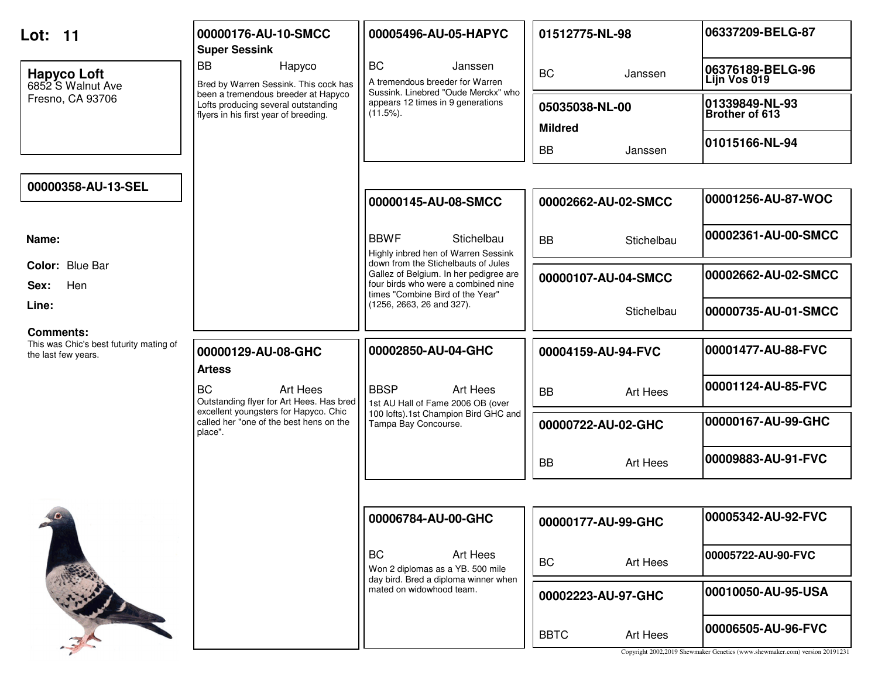# Lot: 11

**Hapyco Loft**
6852 S Walnut Ave
Fresno, CA 93706

**00000358-AU-13-SEL**

**Name:**

**Color:** Blue Bar

**Sex:** Hen

**Line:**

**Comments:**
This was Chic's best futurity mating of the last few years.

---

## Sire

**00000176-AU-10-SMCC**
**Super Sessink**
BB Hapyco
Bred by Warren Sessink. This cock has been a tremendous breeder at Hapyco Lofts producing several outstanding flyers in his first year of breeding.

### Sire's Sire

**00005496-AU-05-HAPYC**
BC Janssen
A tremendous breeder for Warren Sussink. Linebred "Oude Merckx" who appears 12 times in 9 generations (11.5%).

- **01512775-NL-98**
  BC Janssen
  - 06337209-BELG-87
  - 06376189-BELG-96 Lijn Vos 019
- **05035038-NL-00**
  **Mildred**
  BB Janssen
  - 01339849-NL-93 Brother of 613
  - 01015166-NL-94

### Sire's Dam

**00000145-AU-08-SMCC**
BBWF Stichelbau
Highly inbred hen of Warren Sessink down from the Stichelbauts of Jules Gallez of Belgium. In her pedigree are four birds who were a combined nine times "Combine Bird of the Year" (1256, 2663, 26 and 327).

- **00002662-AU-02-SMCC**
  BB Stichelbau
  - 00001256-AU-87-WOC
  - 00002361-AU-00-SMCC
- **00000107-AU-04-SMCC**
  Stichelbau
  - 00002662-AU-02-SMCC
  - 00000735-AU-01-SMCC

---

## Dam

**00000129-AU-08-GHC**
**Artess**
BC Art Hees
Outstanding flyer for Art Hees. Has bred excellent youngsters for Hapyco. Chic called her "one of the best hens on the place".

### Dam's Sire

**00002850-AU-04-GHC**
BBSP Art Hees
1st AU Hall of Fame 2006 OB (over 100 lofts).1st Champion Bird GHC and Tampa Bay Concourse.

- **00004159-AU-94-FVC**
  BB Art Hees
  - 00001477-AU-88-FVC
  - 00001124-AU-85-FVC
- **00000722-AU-02-GHC**
  BB Art Hees
  - 00000167-AU-99-GHC
  - 00009883-AU-91-FVC

### Dam's Dam

**00006784-AU-00-GHC**
BC Art Hees
Won 2 diplomas as a YB. 500 mile day bird. Bred a diploma winner when mated on widowhood team.

- **00000177-AU-99-GHC**
  BC Art Hees
  - 00005342-AU-92-FVC
  - 00005722-AU-90-FVC
- **00002223-AU-97-GHC**
  BBTC Art Hees
  - 00010050-AU-95-USA
  - 00006505-AU-96-FVC

Copyright 2002,2019 Shewmaker Genetics (www.shewmaker.com) version 20191231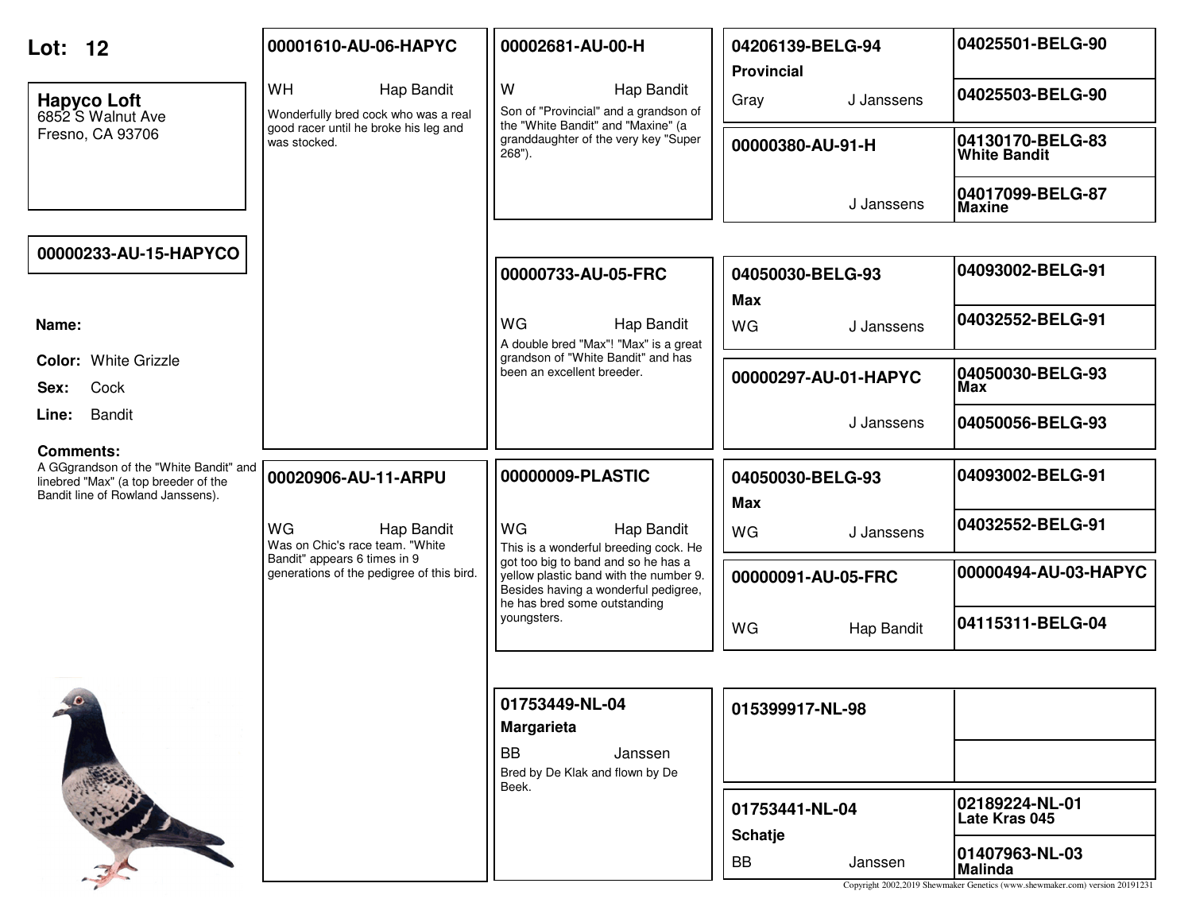# Lot: 12

**Hapyco Loft**
6852 S Walnut Ave
Fresno, CA 93706

**00000233-AU-15-HAPYCO**

**Name:**

**Color:** White Grizzle

**Sex:** Cock

**Line:** Bandit

**Comments:**
A GGgrandson of the "White Bandit" and linebred "Max" (a top breeder of the Bandit line of Rowland Janssens).

---

## Sire: 00001610-AU-06-HAPYC

WH — Hap Bandit

Wonderfully bred cock who was a real good racer until he broke his leg and was stocked.

### 00002681-AU-00-H

W — Hap Bandit

Son of "Provincial" and a grandson of the "White Bandit" and "Maxine" (a granddaughter of the very key "Super 268").

- **04206139-BELG-94** — **Provincial** — Gray — J Janssens
  - 04025501-BELG-90
  - 04025503-BELG-90
- **00000380-AU-91-H** — J Janssens
  - **04130170-BELG-83 White Bandit**
  - **04017099-BELG-87 Maxine**

### 00000733-AU-05-FRC

WG — Hap Bandit

A double bred "Max"! "Max" is a great grandson of "White Bandit" and has been an excellent breeder.

- **04050030-BELG-93** — **Max** — WG — J Janssens
  - 04093002-BELG-91
  - 04032552-BELG-91
- **00000297-AU-01-HAPYC** — J Janssens
  - **04050030-BELG-93 Max**
  - 04050056-BELG-93

---

## Dam: 00020906-AU-11-ARPU

WG — Hap Bandit

Was on Chic's race team. "White Bandit" appears 6 times in 9 generations of the pedigree of this bird.

### 00000009-PLASTIC

WG — Hap Bandit

This is a wonderful breeding cock. He got too big to band and so he has a yellow plastic band with the number 9. Besides having a wonderful pedigree, he has bred some outstanding youngsters.

- **04050030-BELG-93** — **Max** — WG — J Janssens
  - 04093002-BELG-91
  - 04032552-BELG-91
- **00000091-AU-05-FRC** — WG — Hap Bandit
  - 00000494-AU-03-HAPYC
  - 04115311-BELG-04

### 01753449-NL-04 — Margarieta

BB — Janssen

Bred by De Klak and flown by De Beek.

- **015399917-NL-98**
- **01753441-NL-04** — **Schatje** — BB — Janssen
  - **02189224-NL-01 Late Kras 045**
  - **01407963-NL-03 Malinda**

Copyright 2002,2019 Shewmaker Genetics (www.shewmaker.com) version 20191231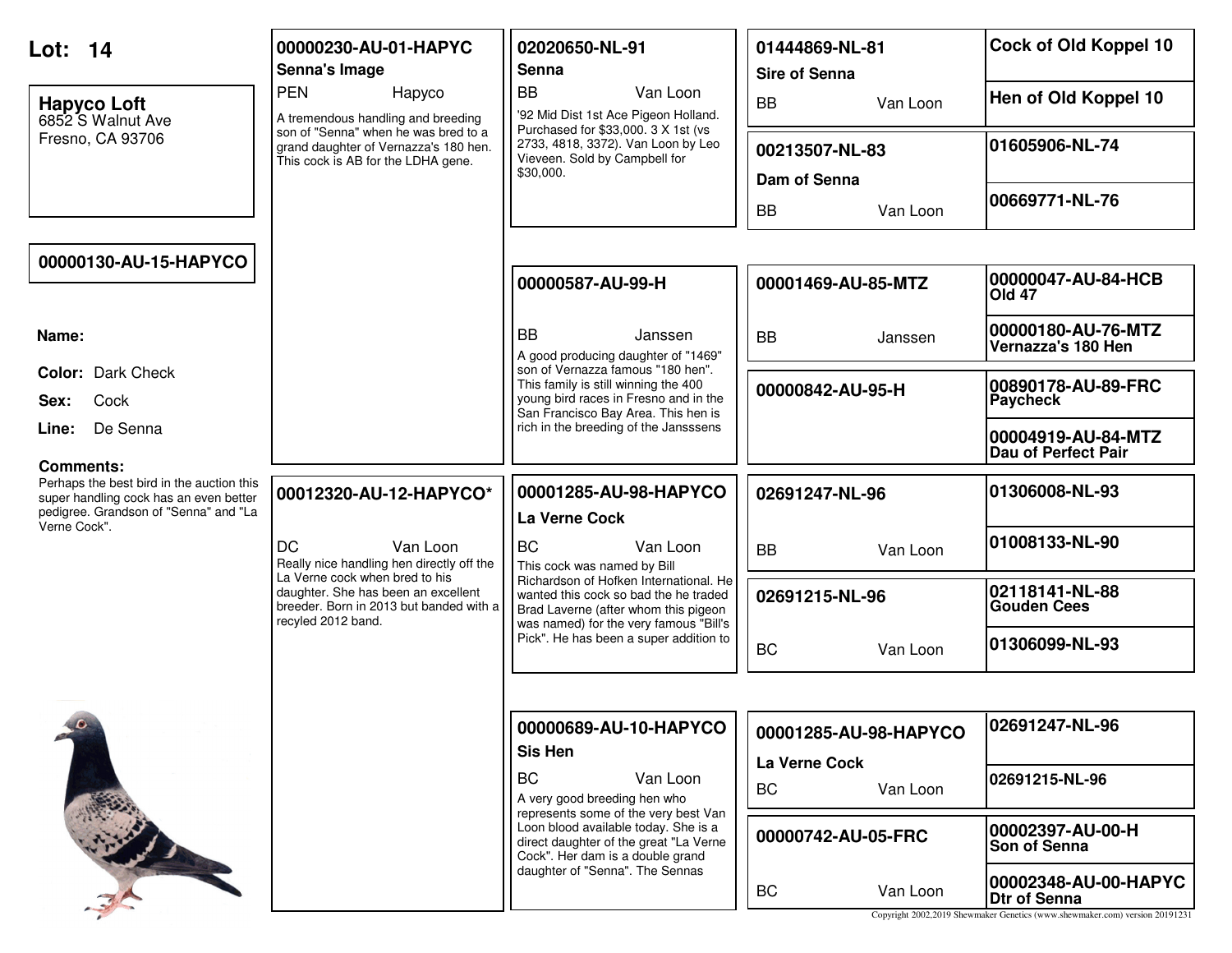# Lot: 14

**Hapyco Loft**
6852 S Walnut Ave
Fresno, CA 93706

**00000130-AU-15-HAPYCO**

**Name:**

**Color:** Dark Check

**Sex:** Cock

**Line:** De Senna

**Comments:**
Perhaps the best bird in the auction this super handling cock has an even better pedigree. Grandson of "Senna" and "La Verne Cock".

---

## Sire

**00000230-AU-01-HAPYC**
**Senna's Image**
PEN Hapyco
A tremendous handling and breeding son of "Senna" when he was bred to a grand daughter of Vernazza's 180 hen. This cock is AB for the LDHA gene.

### Sire's Sire

**02020650-NL-91**
**Senna**
BB Van Loon
'92 Mid Dist 1st Ace Pigeon Holland. Purchased for $33,000. 3 X 1st (vs 2733, 4818, 3372). Van Loon by Leo Vieveen. Sold by Campbell for $30,000.

- **01444869-NL-81** — **Sire of Senna** — BB Van Loon
  - Cock of Old Koppel 10
  - Hen of Old Koppel 10
- **00213507-NL-83** — **Dam of Senna** — BB Van Loon
  - 01605906-NL-74
  - 00669771-NL-76

### Sire's Dam

**00000587-AU-99-H**
BB Janssen
A good producing daughter of "1469" son of Vernazza famous "180 hen". This family is still winning the 400 young bird races in Fresno and in the San Francisco Bay Area. This hen is rich in the breeding of the Jansssens

- **00001469-AU-85-MTZ** — BB Janssen
  - 00000047-AU-84-HCB Old 47
  - 00000180-AU-76-MTZ Vernazza's 180 Hen
- **00000842-AU-95-H**
  - 00890178-AU-89-FRC Paycheck
  - 00004919-AU-84-MTZ Dau of Perfect Pair

## Dam

**00012320-AU-12-HAPYCO***
DC Van Loon
Really nice handling hen directly off the La Verne cock when bred to his daughter. She has been an excellent breeder. Born in 2013 but banded with a recyled 2012 band.

### Dam's Sire

**00001285-AU-98-HAPYCO**
**La Verne Cock**
BC Van Loon
This cock was named by Bill Richardson of Hofken International. He wanted this cock so bad the he traded Brad Laverne (after whom this pigeon was named) for the very famous "Bill's Pick". He has been a super addition to

- **02691247-NL-96** — BB Van Loon
  - 01306008-NL-93
  - 01008133-NL-90
- **02691215-NL-96** — BC Van Loon
  - 02118141-NL-88 Gouden Cees
  - 01306099-NL-93

### Dam's Dam

**00000689-AU-10-HAPYCO**
**Sis Hen**
BC Van Loon
A very good breeding hen who represents some of the very best Van Loon blood available today. She is a direct daughter of the great "La Verne Cock". Her dam is a double grand daughter of "Senna". The Sennas

- **00001285-AU-98-HAPYCO** — **La Verne Cock** — BC Van Loon
  - 02691247-NL-96
  - 02691215-NL-96
- **00000742-AU-05-FRC** — BC Van Loon
  - 00002397-AU-00-H Son of Senna
  - 00002348-AU-00-HAPYC Dtr of Senna

Copyright 2002,2019 Shewmaker Genetics (www.shewmaker.com) version 20191231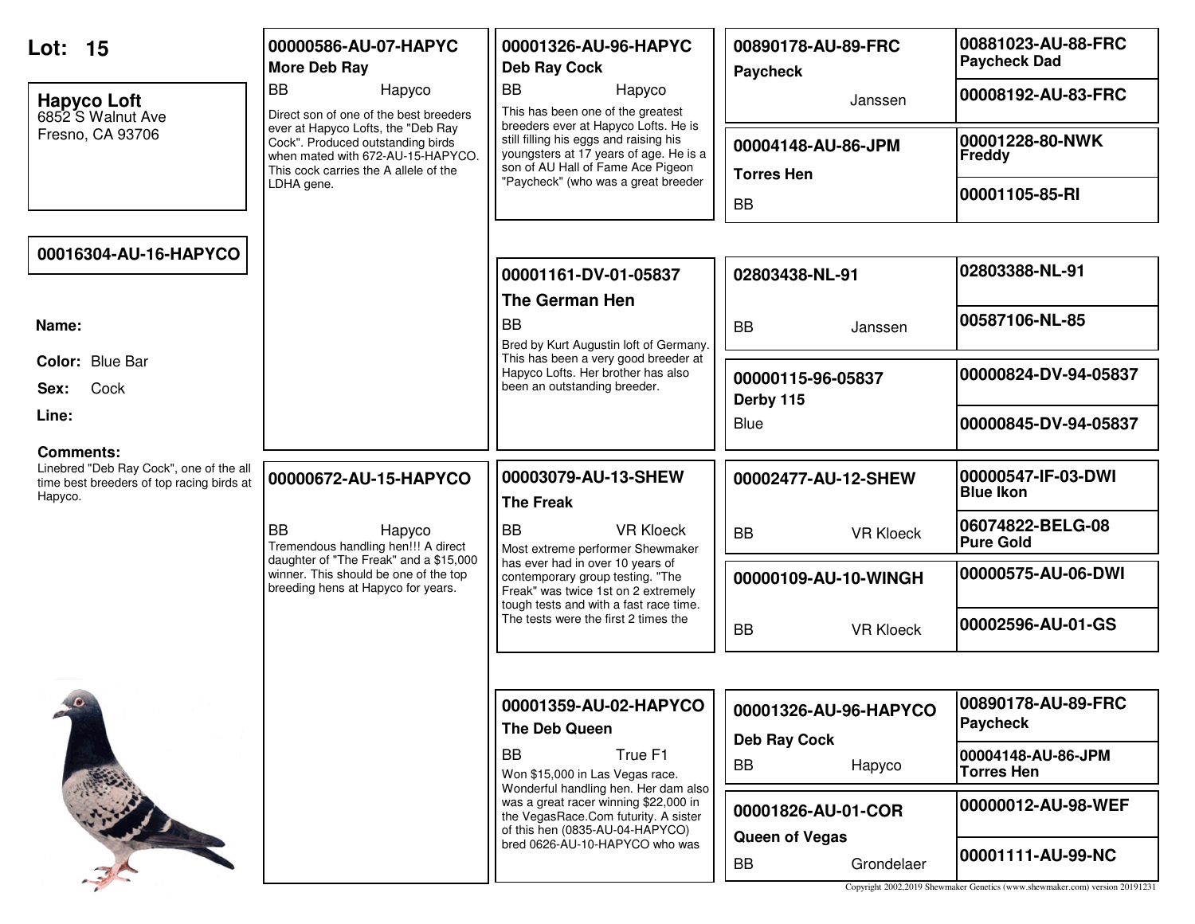**Lot: 15**

**Hapyco Loft**
6852 S Walnut Ave
Fresno, CA 93706

**00016304-AU-16-HAPYCO**

**Name:**

**Color:** Blue Bar

**Sex:** Cock

**Line:**

**Comments:**
Linebred "Deb Ray Cock", one of the all time best breeders of top racing birds at Hapyco.

---

**00000586-AU-07-HAPYC**
**More Deb Ray**
BB Hapyco
Direct son of one of the best breeders ever at Hapyco Lofts, the "Deb Ray Cock". Produced outstanding birds when mated with 672-AU-15-HAPYCO. This cock carries the A allele of the LDHA gene.

**00001326-AU-96-HAPYC**
**Deb Ray Cock**
BB Hapyco
This has been one of the greatest breeders ever at Hapyco Lofts. He is still filling his eggs and raising his youngsters at 17 years of age. He is a son of AU Hall of Fame Ace Pigeon "Paycheck" (who was a great breeder

**00890178-AU-89-FRC**
**Paycheck**
Janssen

**00881023-AU-88-FRC**
**Paycheck Dad**

**00008192-AU-83-FRC**

**00004148-AU-86-JPM**
**Torres Hen**
BB

**00001228-80-NWK**
**Freddy**

**00001105-85-RI**

**00001161-DV-01-05837**
**The German Hen**
BB
Bred by Kurt Augustin loft of Germany. This has been a very good breeder at Hapyco Lofts. Her brother has also been an outstanding breeder.

**02803438-NL-91**
BB Janssen

**02803388-NL-91**

**00587106-NL-85**

**00000115-96-05837**
**Derby 115**
Blue

**00000824-DV-94-05837**

**00000845-DV-94-05837**

---

**00000672-AU-15-HAPYCO**
BB Hapyco
Tremendous handling hen!!! A direct daughter of "The Freak" and a $15,000 winner. This should be one of the top breeding hens at Hapyco for years.

**00003079-AU-13-SHEW**
**The Freak**
BB VR Kloeck
Most extreme performer Shewmaker has ever had in over 10 years of contemporary group testing. "The Freak" was twice 1st on 2 extremely tough tests and with a fast race time. The tests were the first 2 times the

**00002477-AU-12-SHEW**
BB VR Kloeck

**00000547-IF-03-DWI**
**Blue Ikon**

**06074822-BELG-08**
**Pure Gold**

**00000109-AU-10-WINGH**
BB VR Kloeck

**00000575-AU-06-DWI**

**00002596-AU-01-GS**

**00001359-AU-02-HAPYCO**
**The Deb Queen**
BB True F1
Won $15,000 in Las Vegas race. Wonderful handling hen. Her dam also was a great racer winning $22,000 in the VegasRace.Com futurity. A sister of this hen (0835-AU-04-HAPYCO) bred 0626-AU-10-HAPYCO who was

**00001326-AU-96-HAPYCO**
**Deb Ray Cock**
BB Hapyco

**00890178-AU-89-FRC**
**Paycheck**

**00004148-AU-86-JPM**
**Torres Hen**

**00001826-AU-01-COR**
**Queen of Vegas**
BB Grondelaer

**00000012-AU-98-WEF**

**00001111-AU-99-NC**

Copyright 2002,2019 Shewmaker Genetics (www.shewmaker.com) version 20191231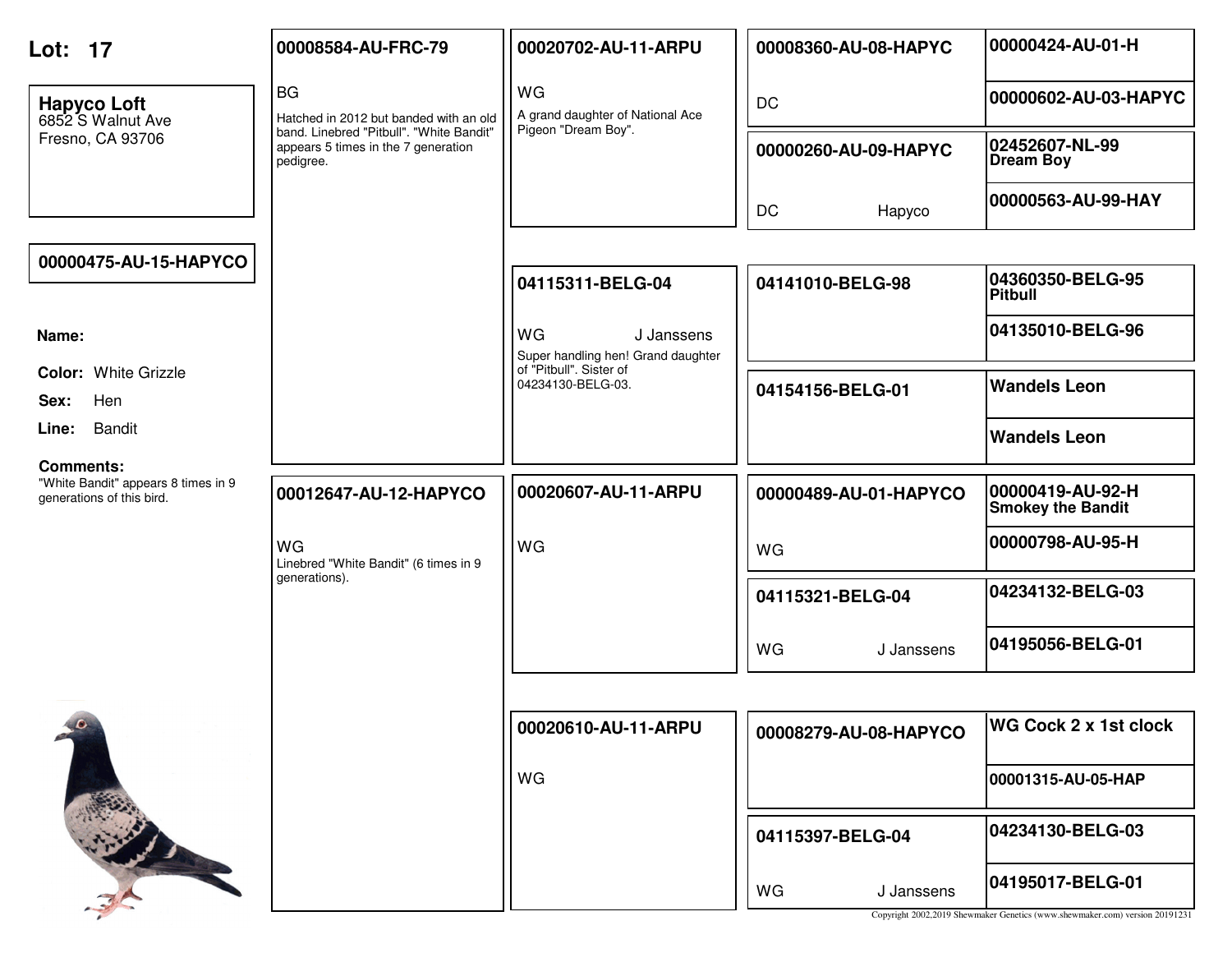# Lot: 17

**Hapyco Loft**
6852 S Walnut Ave
Fresno, CA 93706

**00000475-AU-15-HAPYCO**

**Name:**

**Color:** White Grizzle

**Sex:** Hen

**Line:** Bandit

**Comments:**
"White Bandit" appears 8 times in 9 generations of this bird.

## Sire side

**00008584-AU-FRC-79**
BG
Hatched in 2012 but banded with an old band. Linebred "Pitbull". "White Bandit" appears 5 times in the 7 generation pedigree.

**00020702-AU-11-ARPU**
WG
A grand daughter of National Ace Pigeon "Dream Boy".

**00008360-AU-08-HAPYC**
DC

- **00000424-AU-01-H**
- **00000602-AU-03-HAPYC**

**00000260-AU-09-HAPYC**
DC Hapyco

- **02452607-NL-99** **Dream Boy**
- **00000563-AU-99-HAY**

**04115311-BELG-04**
WG J Janssens
Super handling hen! Grand daughter of "Pitbull". Sister of 04234130-BELG-03.

**04141010-BELG-98**

- **04360350-BELG-95** **Pitbull**
- **04135010-BELG-96**

**04154156-BELG-01**

- **Wandels Leon**
- **Wandels Leon**

## Dam side

**00012647-AU-12-HAPYCO**
WG
Linebred "White Bandit" (6 times in 9 generations).

**00020607-AU-11-ARPU**
WG

**00000489-AU-01-HAPYCO**
WG

- **00000419-AU-92-H** **Smokey the Bandit**
- **00000798-AU-95-H**

**04115321-BELG-04**
WG J Janssens

- **04234132-BELG-03**
- **04195056-BELG-01**

**00020610-AU-11-ARPU**
WG

**00008279-AU-08-HAPYCO**

- **WG Cock 2 x 1st clock**
- **00001315-AU-05-HAP**

**04115397-BELG-04**
WG J Janssens

- **04234130-BELG-03**
- **04195017-BELG-01**

Copyright 2002,2019 Shewmaker Genetics (www.shewmaker.com) version 20191231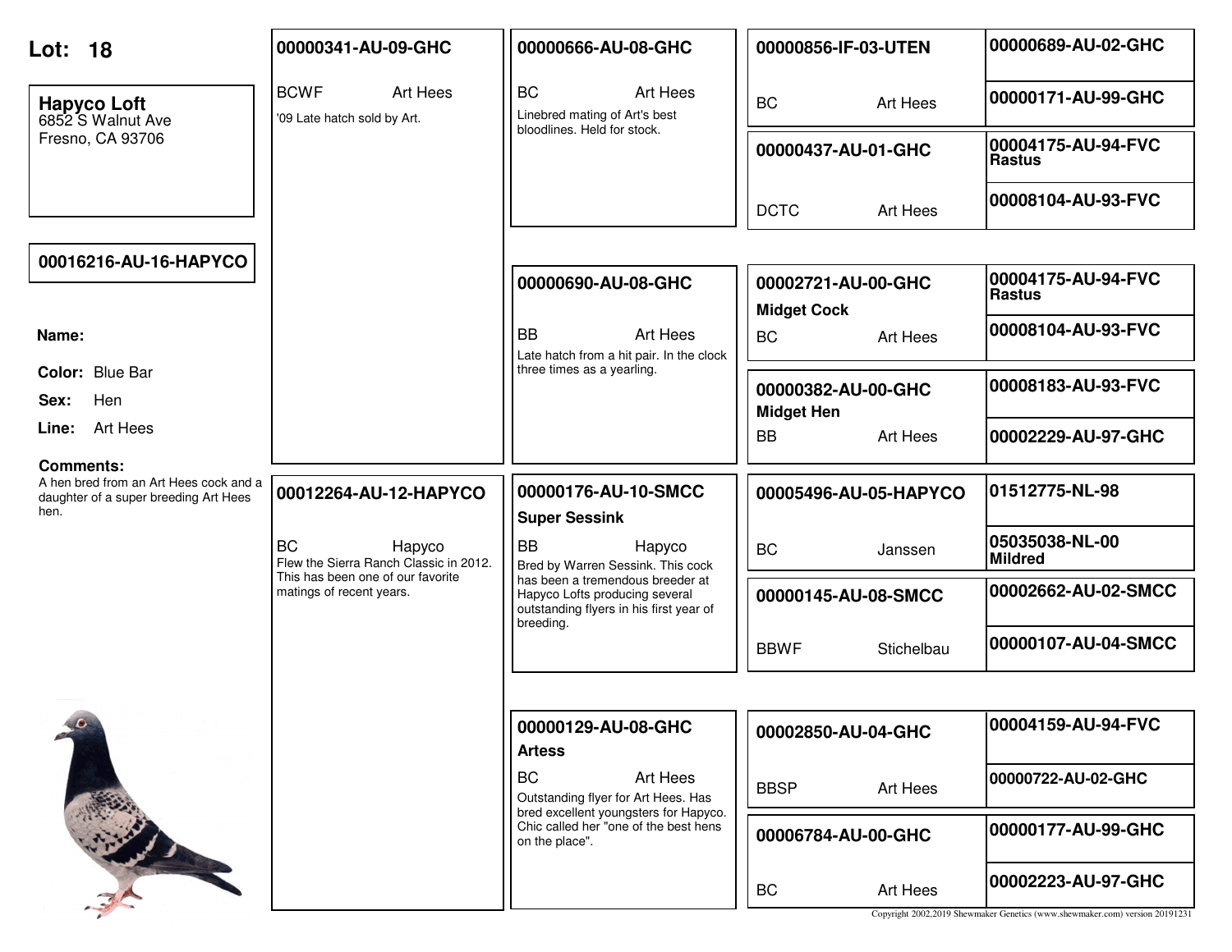# Lot: 18

**Hapyco Loft**
6852 S Walnut Ave
Fresno, CA 93706

**00016216-AU-16-HAPYCO**

**Name:**

**Color:** Blue Bar

**Sex:** Hen

**Line:** Art Hees

**Comments:**
A hen bred from an Art Hees cock and a daughter of a super breeding Art Hees hen.

---

## Sire: 00000341-AU-09-GHC

BCWF — Art Hees

'09 Late hatch sold by Art.

### Sire's Sire: 00000666-AU-08-GHC

BC — Art Hees

Linebred mating of Art's best bloodlines. Held for stock.

- **00000856-IF-03-UTEN** — BC — Art Hees
  - 00000689-AU-02-GHC
  - 00000171-AU-99-GHC
- **00000437-AU-01-GHC** — DCTC — Art Hees
  - 00004175-AU-94-FVC Rastus
  - 00008104-AU-93-FVC

### Sire's Dam: 00000690-AU-08-GHC

BB — Art Hees

Late hatch from a hit pair. In the clock three times as a yearling.

- **00002721-AU-00-GHC** Midget Cock — BC — Art Hees
  - 00004175-AU-94-FVC Rastus
  - 00008104-AU-93-FVC
- **00000382-AU-00-GHC** Midget Hen — BB — Art Hees
  - 00008183-AU-93-FVC
  - 00002229-AU-97-GHC

---

## Dam: 00012264-AU-12-HAPYCO

BC — Hapyco

Flew the Sierra Ranch Classic in 2012. This has been one of our favorite matings of recent years.

### Dam's Sire: 00000176-AU-10-SMCC Super Sessink

BB — Hapyco

Bred by Warren Sessink. This cock has been a tremendous breeder at Hapyco Lofts producing several outstanding flyers in his first year of breeding.

- **00005496-AU-05-HAPYCO** — BC — Janssen
  - 01512775-NL-98
  - 05035038-NL-00 Mildred
- **00000145-AU-08-SMCC** — BBWF — Stichelbau
  - 00002662-AU-02-SMCC
  - 00000107-AU-04-SMCC

### Dam's Dam: 00000129-AU-08-GHC Artess

BC — Art Hees

Outstanding flyer for Art Hees. Has bred excellent youngsters for Hapyco. Chic called her "one of the best hens on the place".

- **00002850-AU-04-GHC** — BBSP — Art Hees
  - 00004159-AU-94-FVC
  - 00000722-AU-02-GHC
- **00006784-AU-00-GHC** — BC — Art Hees
  - 00000177-AU-99-GHC
  - 00002223-AU-97-GHC

Copyright 2002,2019 Shewmaker Genetics (www.shewmaker.com) version 20191231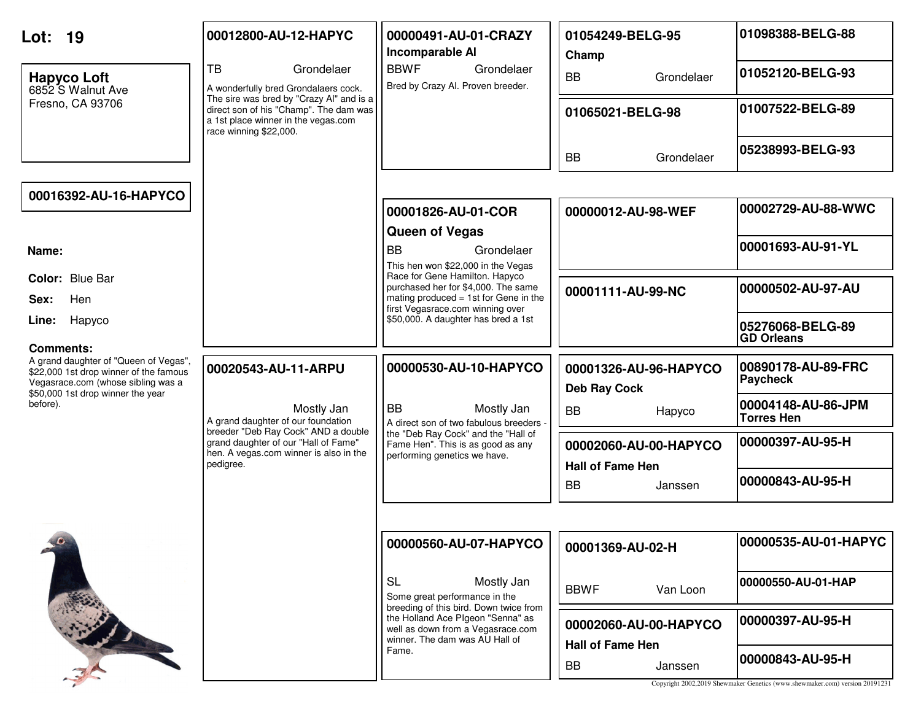# Lot: 19

**Hapyco Loft**
6852 S Walnut Ave
Fresno, CA 93706

**00016392-AU-16-HAPYCO**

**Name:**

**Color:** Blue Bar

**Sex:** Hen

**Line:** Hapyco

**Comments:**
A grand daughter of "Queen of Vegas", $22,000 1st drop winner of the famous Vegasrace.com (whose sibling was a $50,000 1st drop winner the year before).

---

## Sire

**00012800-AU-12-HAPYC**
TB — Grondelaer
A wonderfully bred Grondalaers cock. The sire was bred by "Crazy Al" and is a direct son of his "Champ". The dam was a 1st place winner in the vegas.com race winning $22,000.

### Sire's Sire

**00000491-AU-01-CRAZY**
**Incomparable Al**
BBWF — Grondelaer
Bred by Crazy Al. Proven breeder.

- **01054249-BELG-95** — **Champ** — BB — Grondelaer
  - 01098388-BELG-88
  - 01052120-BELG-93
- **01065021-BELG-98** — BB — Grondelaer
  - 01007522-BELG-89
  - 05238993-BELG-93

### Sire's Dam

**00001826-AU-01-COR**
**Queen of Vegas**
BB — Grondelaer
This hen won $22,000 in the Vegas Race for Gene Hamilton. Hapyco purchased her for $4,000. The same mating produced = 1st for Gene in the first Vegasrace.com winning over $50,000. A daughter has bred a 1st

- **00000012-AU-98-WEF**
  - 00002729-AU-88-WWC
  - 00001693-AU-91-YL
- **00001111-AU-99-NC**
  - 00000502-AU-97-AU
  - 05276068-BELG-89 **GD Orleans**

---

## Dam

**00020543-AU-11-ARPU**
Mostly Jan
A grand daughter of our foundation breeder "Deb Ray Cock" AND a double grand daughter of our "Hall of Fame" hen. A vegas.com winner is also in the pedigree.

### Dam's Sire

**00000530-AU-10-HAPYCO**
BB — Mostly Jan
A direct son of two fabulous breeders - the "Deb Ray Cock" and the "Hall of Fame Hen". This is as good as any performing genetics we have.

- **00001326-AU-96-HAPYCO** — **Deb Ray Cock** — BB — Hapyco
  - 00890178-AU-89-FRC **Paycheck**
  - 00004148-AU-86-JPM **Torres Hen**
- **00002060-AU-00-HAPYCO** — **Hall of Fame Hen** — BB — Janssen
  - 00000397-AU-95-H
  - 00000843-AU-95-H

### Dam's Dam

**00000560-AU-07-HAPYCO**
SL — Mostly Jan
Some great performance in the breeding of this bird. Down twice from the Holland Ace PIgeon "Senna" as well as down from a Vegasrace.com winner. The dam was AU Hall of Fame.

- **00001369-AU-02-H** — BBWF — Van Loon
  - 00000535-AU-01-HAPYC
  - 00000550-AU-01-HAP
- **00002060-AU-00-HAPYCO** — **Hall of Fame Hen** — BB — Janssen
  - 00000397-AU-95-H
  - 00000843-AU-95-H

Copyright 2002,2019 Shewmaker Genetics (www.shewmaker.com) version 20191231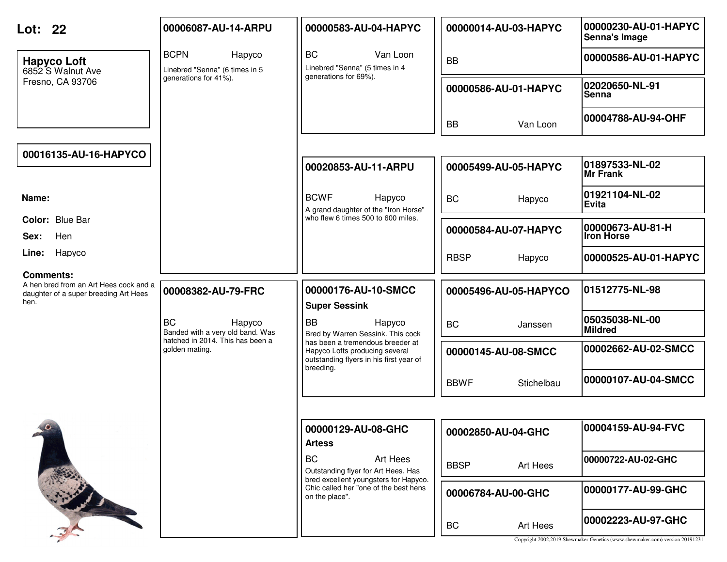**Lot: 22**

**Hapyco Loft**
6852 S Walnut Ave
Fresno, CA 93706

**00016135-AU-16-HAPYCO**

**Name:**

**Color:** Blue Bar

**Sex:** Hen

**Line:** Hapyco

**Comments:**
A hen bred from an Art Hees cock and a daughter of a super breeding Art Hees hen.

---

**00006087-AU-14-ARPU**
BCPN — Hapyco
Linebred "Senna" (6 times in 5 generations for 41%).

**00000583-AU-04-HAPYC**
BC — Van Loon
Linebred "Senna" (5 times in 4 generations for 69%).

**00000014-AU-03-HAPYC**
BB

**00000230-AU-01-HAPYC**
**Senna's Image**

**00000586-AU-01-HAPYC**

**00000586-AU-01-HAPYC**
BB — Van Loon

**02020650-NL-91**
**Senna**

**00004788-AU-94-OHF**

**00020853-AU-11-ARPU**
BCWF — Hapyco
A grand daughter of the "Iron Horse" who flew 6 times 500 to 600 miles.

**00005499-AU-05-HAPYC**
BC — Hapyco

**01897533-NL-02**
**Mr Frank**

**01921104-NL-02**
**Evita**

**00000584-AU-07-HAPYC**
RBSP — Hapyco

**00000673-AU-81-H**
**Iron Horse**

**00000525-AU-01-HAPYC**

---

**00008382-AU-79-FRC**
BC — Hapyco
Banded with a very old band. Was hatched in 2014. This has been a golden mating.

**00000176-AU-10-SMCC**
**Super Sessink**
BB — Hapyco
Bred by Warren Sessink. This cock has been a tremendous breeder at Hapyco Lofts producing several outstanding flyers in his first year of breeding.

**00005496-AU-05-HAPYCO**
BC — Janssen

**01512775-NL-98**

**05035038-NL-00**
**Mildred**

**00000145-AU-08-SMCC**
BBWF — Stichelbau

**00002662-AU-02-SMCC**

**00000107-AU-04-SMCC**

**00000129-AU-08-GHC**
**Artess**
BC — Art Hees
Outstanding flyer for Art Hees. Has bred excellent youngsters for Hapyco. Chic called her "one of the best hens on the place".

**00002850-AU-04-GHC**
BBSP — Art Hees

**00004159-AU-94-FVC**

**00000722-AU-02-GHC**

**00006784-AU-00-GHC**
BC — Art Hees

**00000177-AU-99-GHC**

**00002223-AU-97-GHC**

Copyright 2002,2019 Shewmaker Genetics (www.shewmaker.com) version 20191231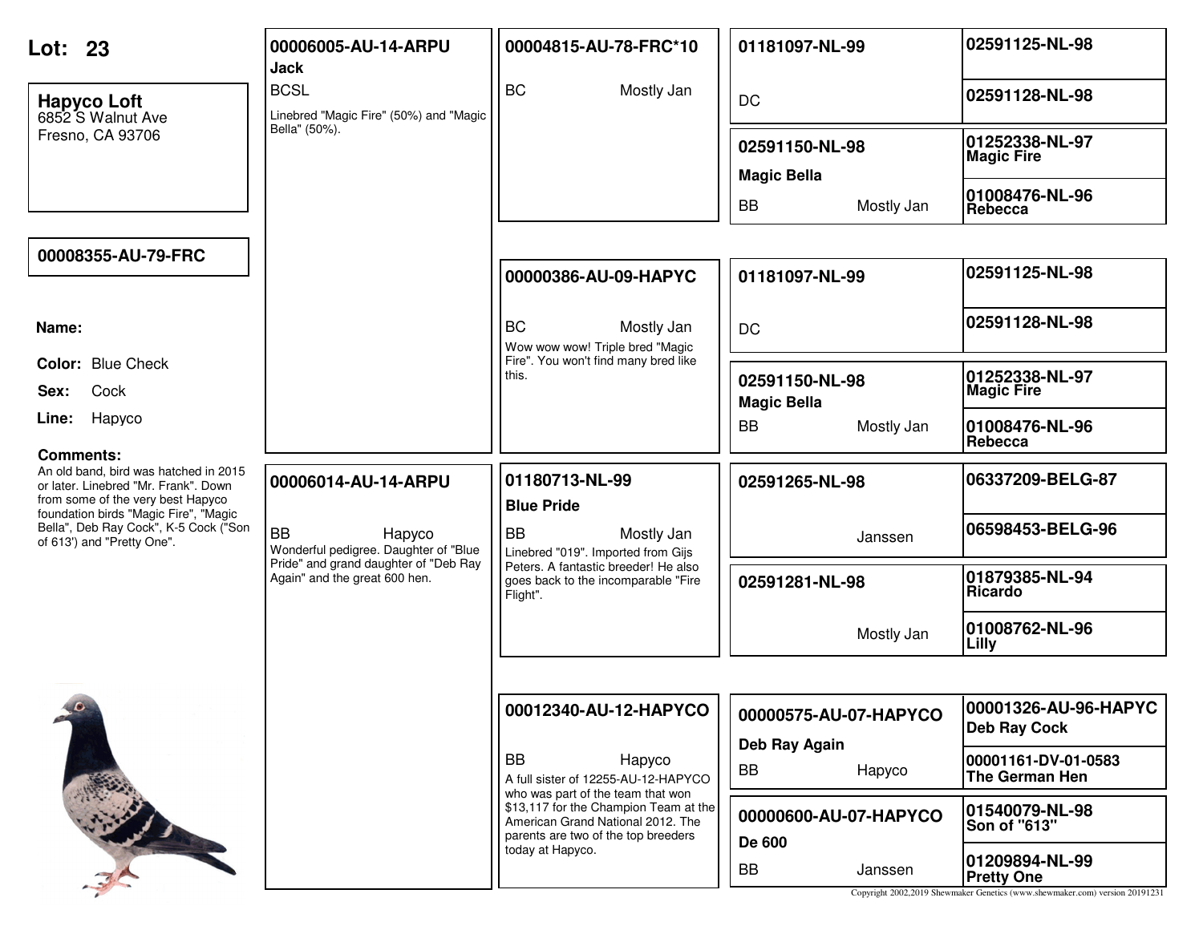# Lot: 23

**Hapyco Loft**
6852 S Walnut Ave
Fresno, CA 93706

**00008355-AU-79-FRC**

**Name:**

**Color:** Blue Check

**Sex:** Cock

**Line:** Hapyco

**Comments:**
An old band, bird was hatched in 2015 or later. Linebred "Mr. Frank". Down from some of the very best Hapyco foundation birds "Magic Fire", "Magic Bella", Deb Ray Cock", K-5 Cock ("Son of 613") and "Pretty One".

---

## Sire: 00006005-AU-14-ARPU
**Jack**
BCSL
Linebred "Magic Fire" (50%) and "Magic Bella" (50%).

### 00004815-AU-78-FRC*10
BC — Mostly Jan

- **01181097-NL-99**
  DC
  - 02591125-NL-98
  - 02591128-NL-98
- **02591150-NL-98**
  **Magic Bella**
  BB — Mostly Jan
  - 01252338-NL-97 **Magic Fire**
  - 01008476-NL-96 **Rebecca**

### 00000386-AU-09-HAPYC
BC — Mostly Jan
Wow wow wow! Triple bred "Magic Fire". You won't find many bred like this.

- **01181097-NL-99**
  DC
  - 02591125-NL-98
  - 02591128-NL-98
- **02591150-NL-98**
  **Magic Bella**
  BB — Mostly Jan
  - 01252338-NL-97 **Magic Fire**
  - 01008476-NL-96 **Rebecca**

## Dam: 00006014-AU-14-ARPU
BB — Hapyco
Wonderful pedigree. Daughter of "Blue Pride" and grand daughter of "Deb Ray Again" and the great 600 hen.

### 01180713-NL-99
**Blue Pride**
BB — Mostly Jan
Linebred "019". Imported from Gijs Peters. A fantastic breeder! He also goes back to the incomparable "Fire Flight".

- **02591265-NL-98**
  Janssen
  - 06337209-BELG-87
  - 06598453-BELG-96
- **02591281-NL-98**
  Mostly Jan
  - 01879385-NL-94 **Ricardo**
  - 01008762-NL-96 **Lilly**

### 00012340-AU-12-HAPYCO
BB — Hapyco
A full sister of 12255-AU-12-HAPYCO who was part of the team that won $13,117 for the Champion Team at the American Grand National 2012. The parents are two of the top breeders today at Hapyco.

- **00000575-AU-07-HAPYCO**
  **Deb Ray Again**
  BB — Hapyco
  - 00001326-AU-96-HAPYC **Deb Ray Cock**
  - 00001161-DV-01-0583 **The German Hen**
- **00000600-AU-07-HAPYCO**
  **De 600**
  BB — Janssen
  - 01540079-NL-98 **Son of "613"**
  - 01209894-NL-99 **Pretty One**

Copyright 2002,2019 Shewmaker Genetics (www.shewmaker.com) version 20191231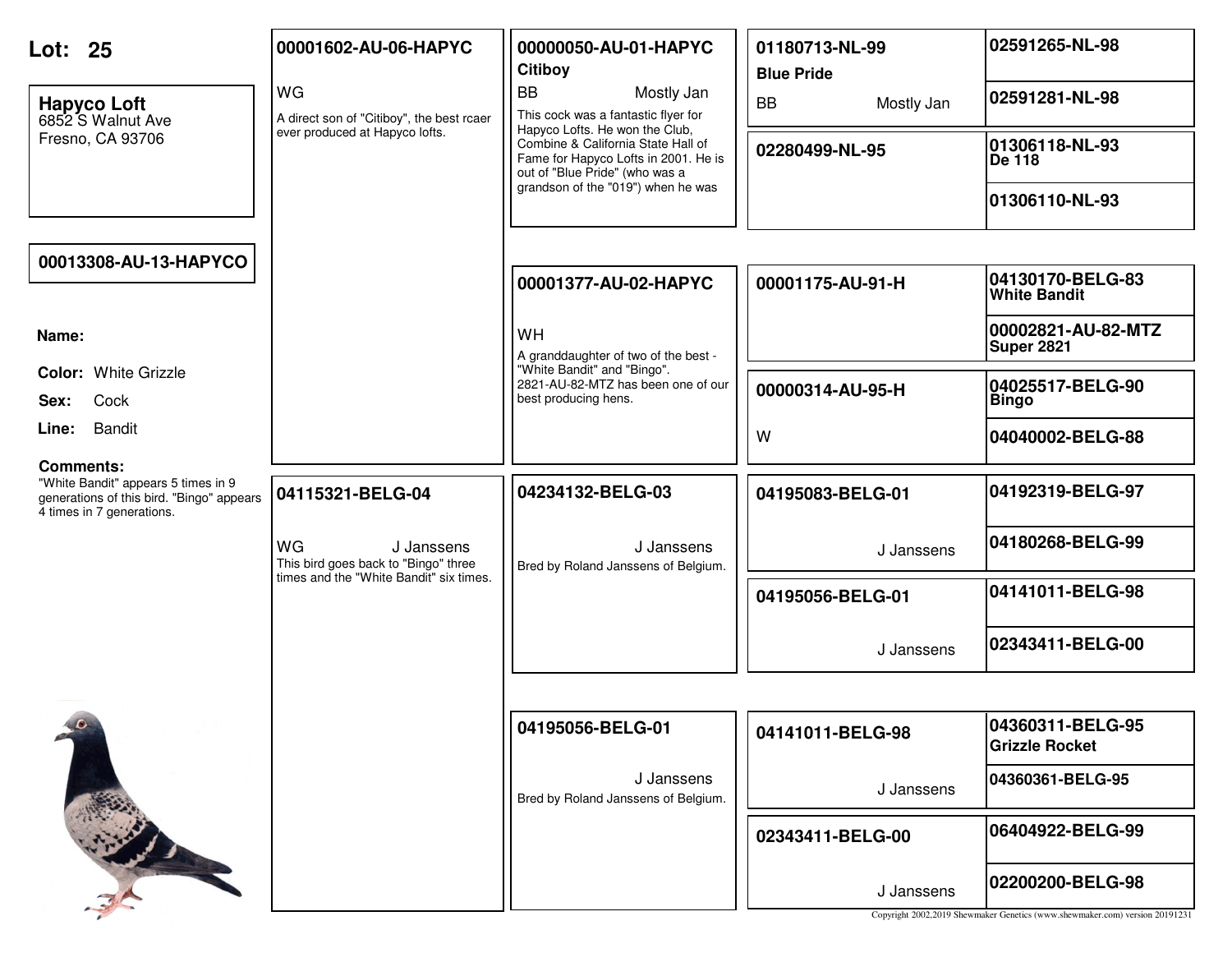# Lot: 25

**Hapyco Loft**
6852 S Walnut Ave
Fresno, CA 93706

**00013308-AU-13-HAPYCO**

**Name:**

**Color:** White Grizzle

**Sex:** Cock

**Line:** Bandit

**Comments:**
"White Bandit" appears 5 times in 9 generations of this bird. "Bingo" appears 4 times in 7 generations.

---

## Sire: 00001602-AU-06-HAPYC

WG

A direct son of "Citiboy", the best rcaer ever produced at Hapyco lofts.

### 00000050-AU-01-HAPYC — Citiboy

BB — Mostly Jan

This cock was a fantastic flyer for Hapyco Lofts. He won the Club, Combine & California State Hall of Fame for Hapyco Lofts in 2001. He is out of "Blue Pride" (who was a grandson of the "019") when he was

- **01180713-NL-99 — Blue Pride**
  BB — Mostly Jan
  - 02591265-NL-98
  - 02591281-NL-98
- **02280499-NL-95**
  - 01306118-NL-93 — De 118
  - 01306110-NL-93

### 00001377-AU-02-HAPYC

WH

A granddaughter of two of the best - "White Bandit" and "Bingo". 2821-AU-82-MTZ has been one of our best producing hens.

- **00001175-AU-91-H**
  - 04130170-BELG-83 — White Bandit
  - 00002821-AU-82-MTZ — Super 2821
- **00000314-AU-95-H**
  W
  - 04025517-BELG-90 — Bingo
  - 04040002-BELG-88

---

## Dam: 04115321-BELG-04

WG — J Janssens

This bird goes back to "Bingo" three times and the "White Bandit" six times.

### 04234132-BELG-03

J Janssens

Bred by Roland Janssens of Belgium.

- **04195083-BELG-01**
  J Janssens
  - 04192319-BELG-97
  - 04180268-BELG-99
- **04195056-BELG-01**
  J Janssens
  - 04141011-BELG-98
  - 02343411-BELG-00

### 04195056-BELG-01

J Janssens

Bred by Roland Janssens of Belgium.

- **04141011-BELG-98**
  J Janssens
  - 04360311-BELG-95 — Grizzle Rocket
  - 04360361-BELG-95
- **02343411-BELG-00**
  J Janssens
  - 06404922-BELG-99
  - 02200200-BELG-98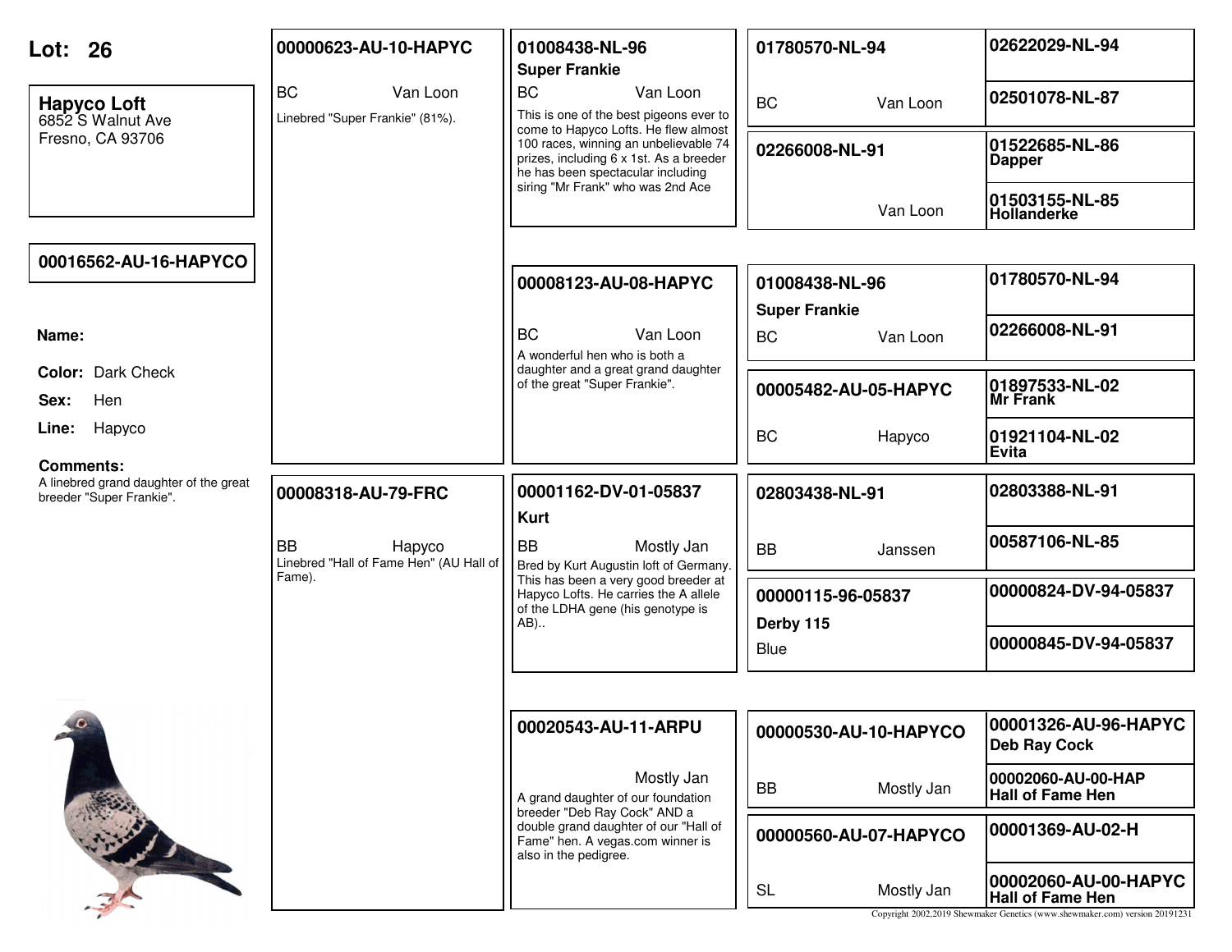# Lot: 26

**Hapyco Loft**
6852 S Walnut Ave
Fresno, CA 93706

**00016562-AU-16-HAPYCO**

**Name:**

**Color:** Dark Check

**Sex:** Hen

**Line:** Hapyco

**Comments:**
A linebred grand daughter of the great breeder "Super Frankie".

---

## Sire: 00000623-AU-10-HAPYC

BC Van Loon

Linebred "Super Frankie" (81%).

### 01008438-NL-96 — Super Frankie

BC Van Loon

This is one of the best pigeons ever to come to Hapyco Lofts. He flew almost 100 races, winning an unbelievable 74 prizes, including 6 x 1st. As a breeder he has been spectacular including siring "Mr Frank" who was 2nd Ace

- **01780570-NL-94** — BC Van Loon
  - 02622029-NL-94
  - 02501078-NL-87
- **02266008-NL-91** — Van Loon
  - 01522685-NL-86 Dapper
  - 01503155-NL-85 Hollanderke

### 00008123-AU-08-HAPYC

BC Van Loon

A wonderful hen who is both a daughter and a great grand daughter of the great "Super Frankie".

- **01008438-NL-96 Super Frankie** — BC Van Loon
  - 01780570-NL-94
  - 02266008-NL-91
- **00005482-AU-05-HAPYC** — BC Hapyco
  - 01897533-NL-02 Mr Frank
  - 01921104-NL-02 Evita

---

## Dam: 00008318-AU-79-FRC

BB Hapyco

Linebred "Hall of Fame Hen" (AU Hall of Fame).

### 00001162-DV-01-05837 — Kurt

BB Mostly Jan

Bred by Kurt Augustin loft of Germany. This has been a very good breeder at Hapyco Lofts. He carries the A allele of the LDHA gene (his genotype is AB)..

- **02803438-NL-91** — BB Janssen
  - 02803388-NL-91
  - 00587106-NL-85
- **00000115-96-05837 Derby 115** — Blue
  - 00000824-DV-94-05837
  - 00000845-DV-94-05837

### 00020543-AU-11-ARPU

Mostly Jan

A grand daughter of our foundation breeder "Deb Ray Cock" AND a double grand daughter of our "Hall of Fame" hen. A vegas.com winner is also in the pedigree.

- **00000530-AU-10-HAPYCO** — BB Mostly Jan
  - 00001326-AU-96-HAPYC Deb Ray Cock
  - 00002060-AU-00-HAP Hall of Fame Hen
- **00000560-AU-07-HAPYCO** — SL Mostly Jan
  - 00001369-AU-02-H
  - 00002060-AU-00-HAPYC Hall of Fame Hen

Copyright 2002,2019 Shewmaker Genetics (www.shewmaker.com) version 20191231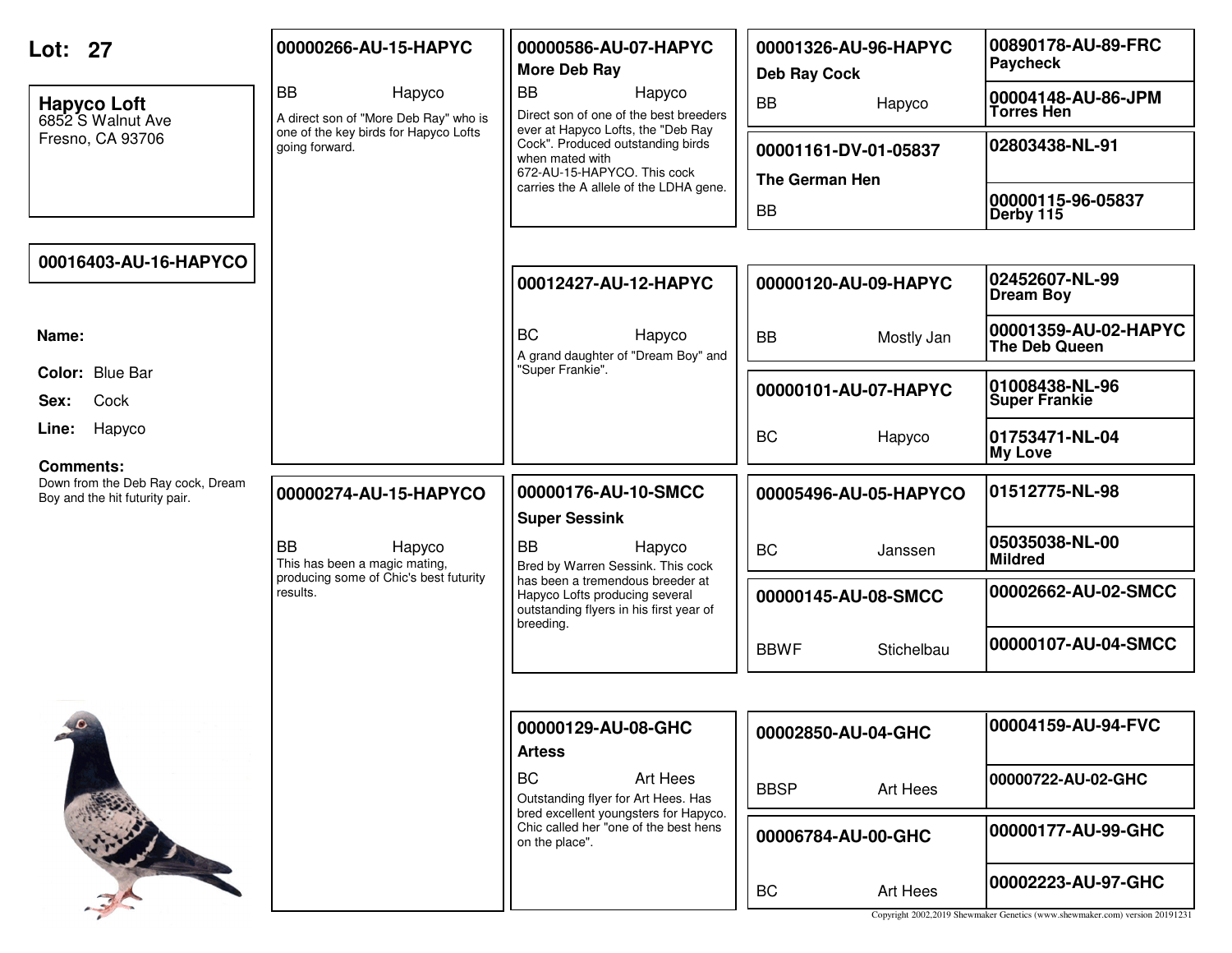# Lot: 27

**Hapyco Loft**
6852 S Walnut Ave
Fresno, CA 93706

**00016403-AU-16-HAPYCO**

**Name:**

**Color:** Blue Bar

**Sex:** Cock

**Line:** Hapyco

**Comments:**
Down from the Deb Ray cock, Dream Boy and the hit futurity pair.

---

## Sire: 00000266-AU-15-HAPYC

BB Hapyco

A direct son of "More Deb Ray" who is one of the key birds for Hapyco Lofts going forward.

### 00000586-AU-07-HAPYC — More Deb Ray

BB Hapyco

Direct son of one of the best breeders ever at Hapyco Lofts, the "Deb Ray Cock". Produced outstanding birds when mated with 672-AU-15-HAPYCO. This cock carries the A allele of the LDHA gene.

#### 00001326-AU-96-HAPYC — Deb Ray Cock

BB Hapyco

- 00890178-AU-89-FRC Paycheck
- 00004148-AU-86-JPM Torres Hen

#### 00001161-DV-01-05837 — The German Hen

BB

- 02803438-NL-91
- 00000115-96-05837 Derby 115

### 00012427-AU-12-HAPYC

BC Hapyco

A grand daughter of "Dream Boy" and "Super Frankie".

#### 00000120-AU-09-HAPYC

BB Mostly Jan

- 02452607-NL-99 Dream Boy
- 00001359-AU-02-HAPYC The Deb Queen

#### 00000101-AU-07-HAPYC

BC Hapyco

- 01008438-NL-96 Super Frankie
- 01753471-NL-04 My Love

---

## Dam: 00000274-AU-15-HAPYCO

BB Hapyco

This has been a magic mating, producing some of Chic's best futurity results.

### 00000176-AU-10-SMCC — Super Sessink

BB Hapyco

Bred by Warren Sessink. This cock has been a tremendous breeder at Hapyco Lofts producing several outstanding flyers in his first year of breeding.

#### 00005496-AU-05-HAPYCO

BC Janssen

- 01512775-NL-98
- 05035038-NL-00 Mildred

#### 00000145-AU-08-SMCC

BBWF Stichelbau

- 00002662-AU-02-SMCC
- 00000107-AU-04-SMCC

### 00000129-AU-08-GHC — Artess

BC Art Hees

Outstanding flyer for Art Hees. Has bred excellent youngsters for Hapyco. Chic called her "one of the best hens on the place".

#### 00002850-AU-04-GHC

BBSP Art Hees

- 00004159-AU-94-FVC
- 00000722-AU-02-GHC

#### 00006784-AU-00-GHC

BC Art Hees

- 00000177-AU-99-GHC
- 00002223-AU-97-GHC

Copyright 2002,2019 Shewmaker Genetics (www.shewmaker.com) version 20191231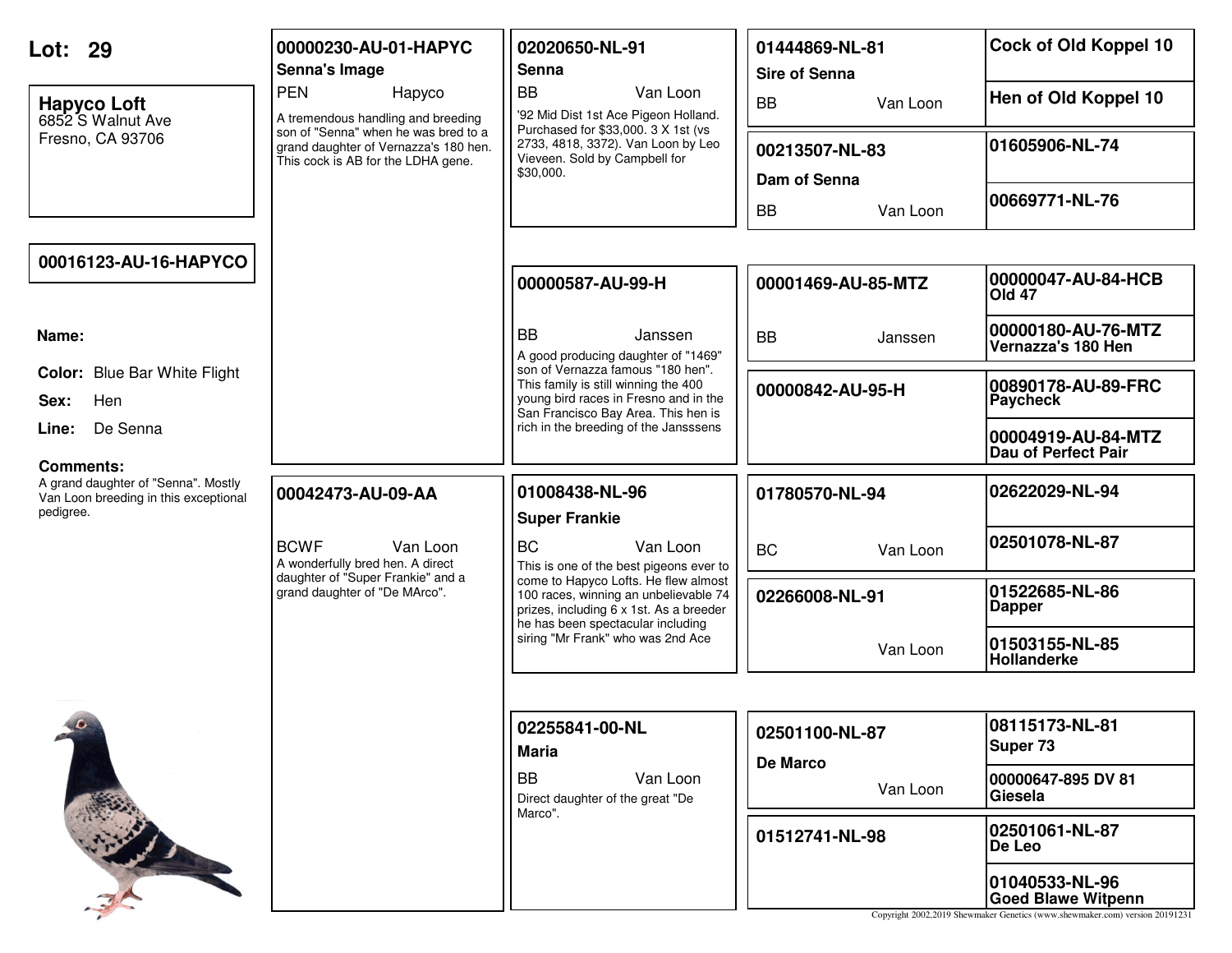# Lot: 29

**Hapyco Loft**
6852 S Walnut Ave
Fresno, CA 93706

**00016123-AU-16-HAPYCO**

**Name:**

**Color:** Blue Bar White Flight

**Sex:** Hen

**Line:** De Senna

**Comments:**
A grand daughter of "Senna". Mostly Van Loon breeding in this exceptional pedigree.

---

## Sire

**00000230-AU-01-HAPYC**
**Senna's Image**
PEN — Hapyco

A tremendous handling and breeding son of "Senna" when he was bred to a grand daughter of Vernazza's 180 hen. This cock is AB for the LDHA gene.

### Sire's Sire

**02020650-NL-91**
**Senna**
BB — Van Loon

'92 Mid Dist 1st Ace Pigeon Holland. Purchased for $33,000. 3 X 1st (vs 2733, 4818, 3372). Van Loon by Leo Vieveen. Sold by Campbell for $30,000.

- **01444869-NL-81** — **Sire of Senna** — BB — Van Loon
  - Cock of Old Koppel 10
  - Hen of Old Koppel 10
- **00213507-NL-83** — **Dam of Senna** — BB — Van Loon
  - 01605906-NL-74
  - 00669771-NL-76

### Sire's Dam

**00000587-AU-99-H**
BB — Janssen

A good producing daughter of "1469" son of Vernazza famous "180 hen". This family is still winning the 400 young bird races in Fresno and in the San Francisco Bay Area. This hen is rich in the breeding of the Jansssens

- **00001469-AU-85-MTZ** — BB — Janssen
  - 00000047-AU-84-HCB — Old 47
  - 00000180-AU-76-MTZ — Vernazza's 180 Hen
- **00000842-AU-95-H**
  - 00890178-AU-89-FRC — Paycheck
  - 00004919-AU-84-MTZ — Dau of Perfect Pair

---

## Dam

**00042473-AU-09-AA**
BCWF — Van Loon

A wonderfully bred hen. A direct daughter of "Super Frankie" and a grand daughter of "De MArco".

### Dam's Sire

**01008438-NL-96**
**Super Frankie**
BC — Van Loon

This is one of the best pigeons ever to come to Hapyco Lofts. He flew almost 100 races, winning an unbelievable 74 prizes, including 6 x 1st. As a breeder he has been spectacular including siring "Mr Frank" who was 2nd Ace

- **01780570-NL-94** — BC — Van Loon
  - 02622029-NL-94
  - 02501078-NL-87
- **02266008-NL-91** — Van Loon
  - 01522685-NL-86 — Dapper
  - 01503155-NL-85 — Hollanderke

### Dam's Dam

**02255841-00-NL**
**Maria**
BB — Van Loon

Direct daughter of the great "De Marco".

- **02501100-NL-87** — **De Marco** — Van Loon
  - 08115173-NL-81 — Super 73
  - 00000647-895 DV 81 — Giesela
- **01512741-NL-98**
  - 02501061-NL-87 — De Leo
  - 01040533-NL-96 — Goed Blawe Witpenn

Copyright 2002,2019 Shewmaker Genetics (www.shewmaker.com) version 20191231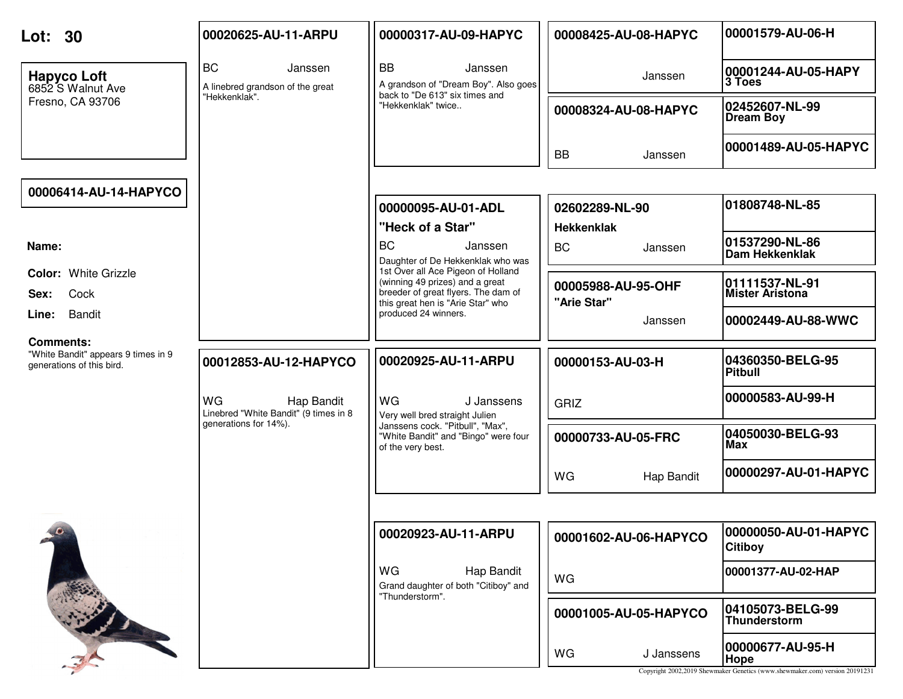# Lot: 30

**Hapyco Loft**
6852 S Walnut Ave
Fresno, CA 93706

**00006414-AU-14-HAPYCO**

**Name:**

**Color:** White Grizzle

**Sex:** Cock

**Line:** Bandit

**Comments:**
"White Bandit" appears 9 times in 9 generations of this bird.

---

**00020625-AU-11-ARPU**
BC Janssen
A linebred grandson of the great "Hekkenklak".

**00000317-AU-09-HAPYC**
BB Janssen
A grandson of "Dream Boy". Also goes back to "De 613" six times and "Hekkenklak" twice..

**00008425-AU-08-HAPYC**
Janssen

**00001579-AU-06-H**

**00001244-AU-05-HAPY**
**3 Toes**

**00008324-AU-08-HAPYC**
BB Janssen

**02452607-NL-99**
**Dream Boy**

**00001489-AU-05-HAPYC**

**00000095-AU-01-ADL**
**"Heck of a Star"**
BC Janssen
Daughter of De Hekkenklak who was 1st Over all Ace Pigeon of Holland (winning 49 prizes) and a great breeder of great flyers. The dam of this great hen is "Arie Star" who produced 24 winners.

**02602289-NL-90**
**Hekkenklak**
BC Janssen

**01808748-NL-85**

**01537290-NL-86**
**Dam Hekkenklak**

**00005988-AU-95-OHF**
**"Arie Star"**
Janssen

**01111537-NL-91**
**Mister Aristona**

**00002449-AU-88-WWC**

---

**00012853-AU-12-HAPYCO**
WG Hap Bandit
Linebred "White Bandit" (9 times in 8 generations for 14%).

**00020925-AU-11-ARPU**
WG J Janssens
Very well bred straight Julien Janssens cock. "Pitbull", "Max", "White Bandit" and "Bingo" were four of the very best.

**00000153-AU-03-H**
GRIZ

**04360350-BELG-95**
**Pitbull**

**00000583-AU-99-H**

**00000733-AU-05-FRC**
WG Hap Bandit

**04050030-BELG-93**
**Max**

**00000297-AU-01-HAPYC**

**00020923-AU-11-ARPU**
WG Hap Bandit
Grand daughter of both "Citiboy" and "Thunderstorm".

**00001602-AU-06-HAPYCO**
WG

**00000050-AU-01-HAPYC**
**Citiboy**

**00001377-AU-02-HAP**

**00001005-AU-05-HAPYCO**
WG J Janssens

**04105073-BELG-99**
**Thunderstorm**

**00000677-AU-95-H**
**Hope**

Copyright 2002,2019 Shewmaker Genetics (www.shewmaker.com) version 20191231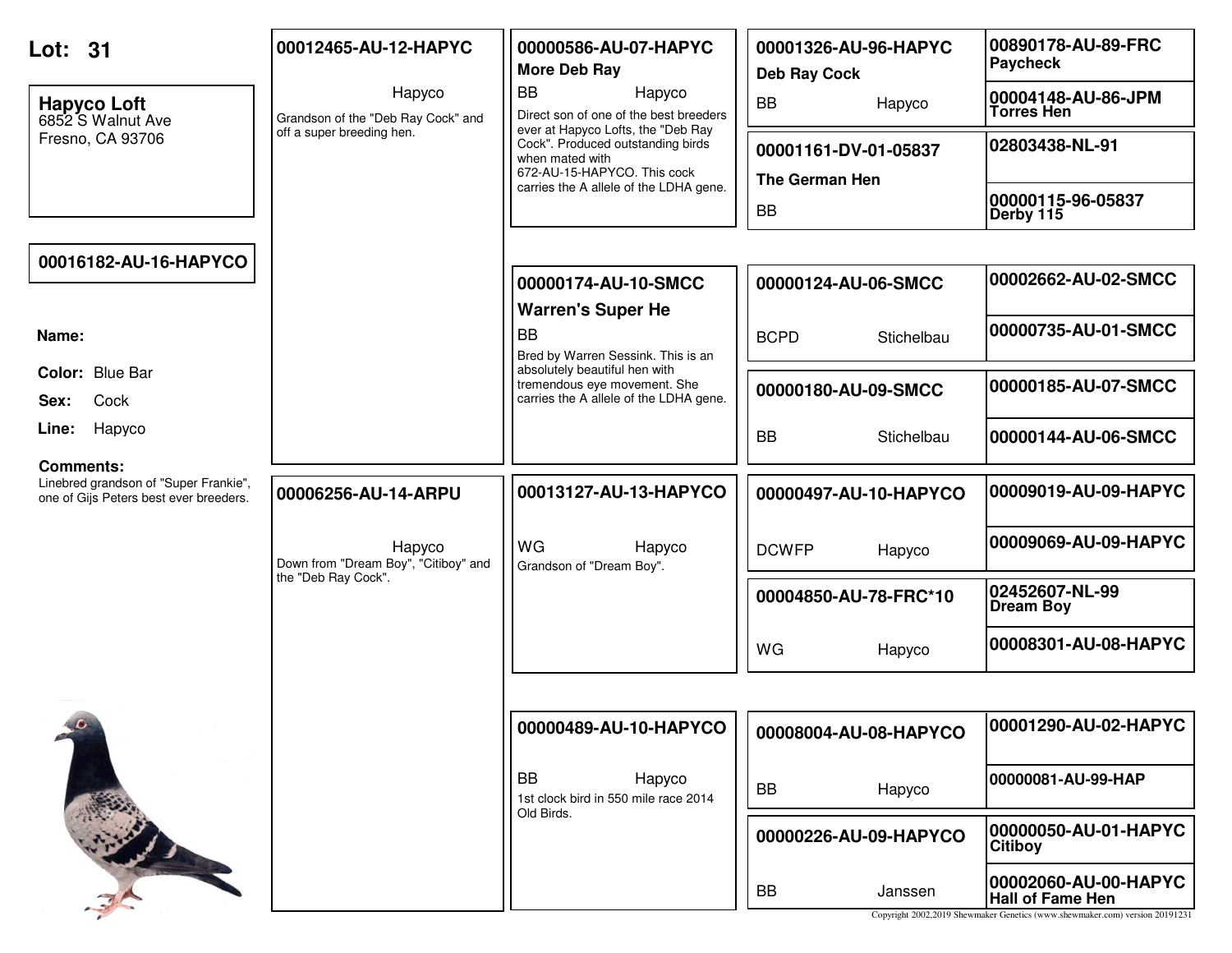**Lot: 31**

**Hapyco Loft**
6852 S Walnut Ave
Fresno, CA 93706

**00016182-AU-16-HAPYCO**

**Name:**

**Color:** Blue Bar
**Sex:** Cock
**Line:** Hapyco

**Comments:**
Linebred grandson of "Super Frankie", one of Gijs Peters best ever breeders.

---

**Sire: 00012465-AU-12-HAPYC**
Hapyco
Grandson of the "Deb Ray Cock" and off a super breeding hen.

- **00000586-AU-07-HAPYC**
  **More Deb Ray**
  BB — Hapyco
  Direct son of one of the best breeders ever at Hapyco Lofts, the "Deb Ray Cock". Produced outstanding birds when mated with 672-AU-15-HAPYCO. This cock carries the A allele of the LDHA gene.
  - **00001326-AU-96-HAPYC**
    **Deb Ray Cock**
    BB — Hapyco
    - **00890178-AU-89-FRC** Paycheck
    - **00004148-AU-86-JPM** Torres Hen
  - **00001161-DV-01-05837**
    **The German Hen**
    BB
    - **02803438-NL-91**
    - **00000115-96-05837** Derby 115

- **00000174-AU-10-SMCC**
  **Warren's Super He**
  BB
  Bred by Warren Sessink. This is an absolutely beautiful hen with tremendous eye movement. She carries the A allele of the LDHA gene.
  - **00000124-AU-06-SMCC**
    BCPD — Stichelbau
    - **00002662-AU-02-SMCC**
    - **00000735-AU-01-SMCC**
  - **00000180-AU-09-SMCC**
    BB — Stichelbau
    - **00000185-AU-07-SMCC**
    - **00000144-AU-06-SMCC**

**Dam: 00006256-AU-14-ARPU**
Hapyco
Down from "Dream Boy", "Citiboy" and the "Deb Ray Cock".

- **00013127-AU-13-HAPYCO**
  WG — Hapyco
  Grandson of "Dream Boy".
  - **00000497-AU-10-HAPYCO**
    DCWFP — Hapyco
    - **00009019-AU-09-HAPYC**
    - **00009069-AU-09-HAPYC**
  - **00004850-AU-78-FRC*10**
    WG — Hapyco
    - **02452607-NL-99** Dream Boy
    - **00008301-AU-08-HAPYC**

- **00000489-AU-10-HAPYCO**
  BB — Hapyco
  1st clock bird in 550 mile race 2014 Old Birds.
  - **00008004-AU-08-HAPYCO**
    BB — Hapyco
    - **00001290-AU-02-HAPYC**
    - **00000081-AU-99-HAP**
  - **00000226-AU-09-HAPYCO**
    BB — Janssen
    - **00000050-AU-01-HAPYC** Citiboy
    - **00002060-AU-00-HAPYC** Hall of Fame Hen

Copyright 2002,2019 Shewmaker Genetics (www.shewmaker.com) version 20191231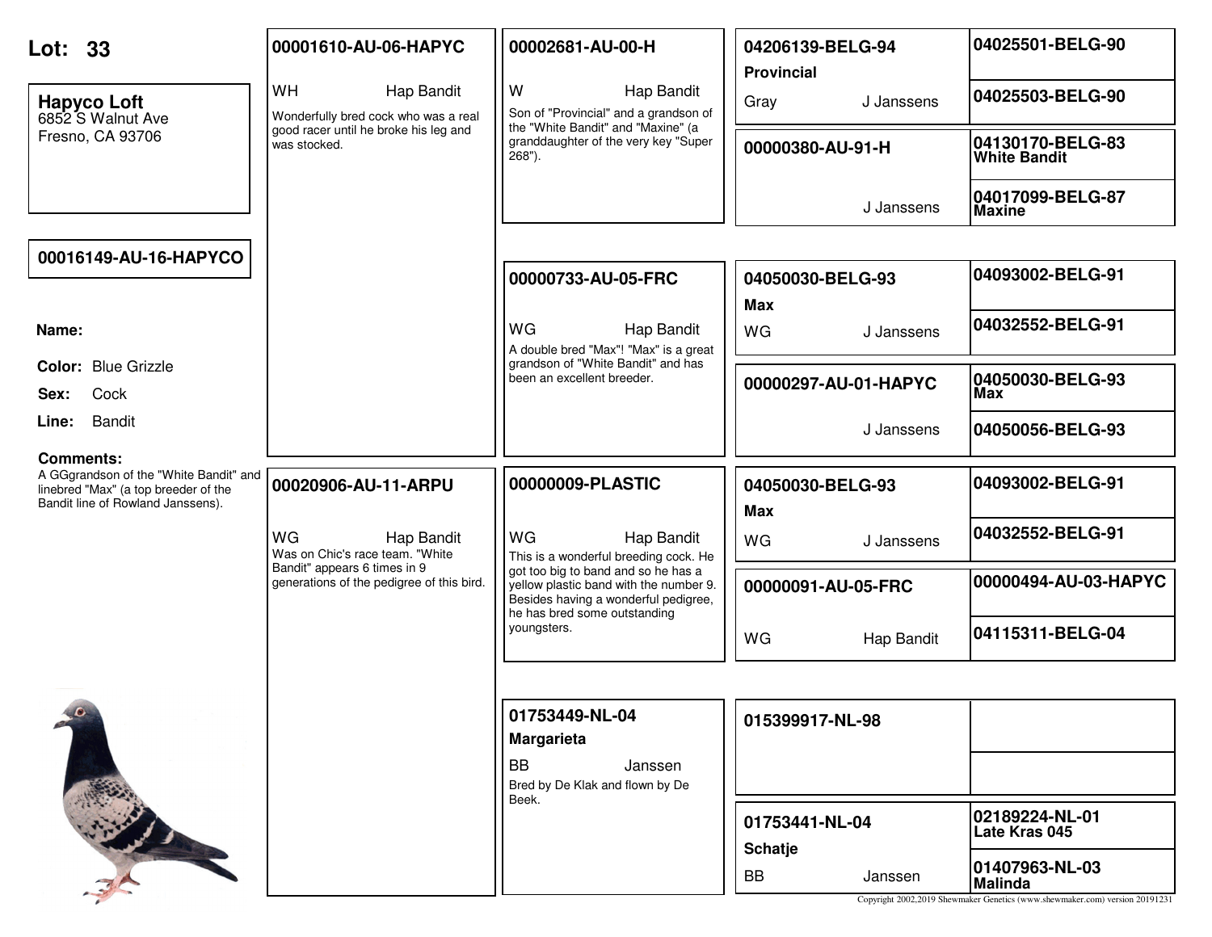# Lot: 33

**Hapyco Loft**
6852 S Walnut Ave
Fresno, CA 93706

**00016149-AU-16-HAPYCO**

**Name:**

**Color:** Blue Grizzle

**Sex:** Cock

**Line:** Bandit

**Comments:**
A GGgrandson of the "White Bandit" and linebred "Max" (a top breeder of the Bandit line of Rowland Janssens).

---

## Sire: 00001610-AU-06-HAPYC

WH — Hap Bandit

Wonderfully bred cock who was a real good racer until he broke his leg and was stocked.

### 00002681-AU-00-H

W — Hap Bandit

Son of "Provincial" and a grandson of the "White Bandit" and "Maxine" (a granddaughter of the very key "Super 268").

- **04206139-BELG-94** — **Provincial** — Gray — J Janssens
  - 04025501-BELG-90
  - 04025503-BELG-90
- **00000380-AU-91-H** — J Janssens
  - 04130170-BELG-83 **White Bandit**
  - 04017099-BELG-87 **Maxine**

### 00000733-AU-05-FRC

WG — Hap Bandit

A double bred "Max"! "Max" is a great grandson of "White Bandit" and has been an excellent breeder.

- **04050030-BELG-93** — **Max** — WG — J Janssens
  - 04093002-BELG-91
  - 04032552-BELG-91
- **00000297-AU-01-HAPYC** — J Janssens
  - 04050030-BELG-93 **Max**
  - 04050056-BELG-93

---

## Dam: 00020906-AU-11-ARPU

WG — Hap Bandit

Was on Chic's race team. "White Bandit" appears 6 times in 9 generations of the pedigree of this bird.

### 00000009-PLASTIC

WG — Hap Bandit

This is a wonderful breeding cock. He got too big to band and so he has a yellow plastic band with the number 9. Besides having a wonderful pedigree, he has bred some outstanding youngsters.

- **04050030-BELG-93** — **Max** — WG — J Janssens
  - 04093002-BELG-91
  - 04032552-BELG-91
- **00000091-AU-05-FRC** — WG — Hap Bandit
  - 00000494-AU-03-HAPYC
  - 04115311-BELG-04

### 01753449-NL-04 — Margarieta

BB — Janssen

Bred by De Klak and flown by De Beek.

- **015399917-NL-98**
- **01753441-NL-04** — **Schatje** — BB — Janssen
  - 02189224-NL-01 **Late Kras 045**
  - 01407963-NL-03 **Malinda**

Copyright 2002,2019 Shewmaker Genetics (www.shewmaker.com) version 20191231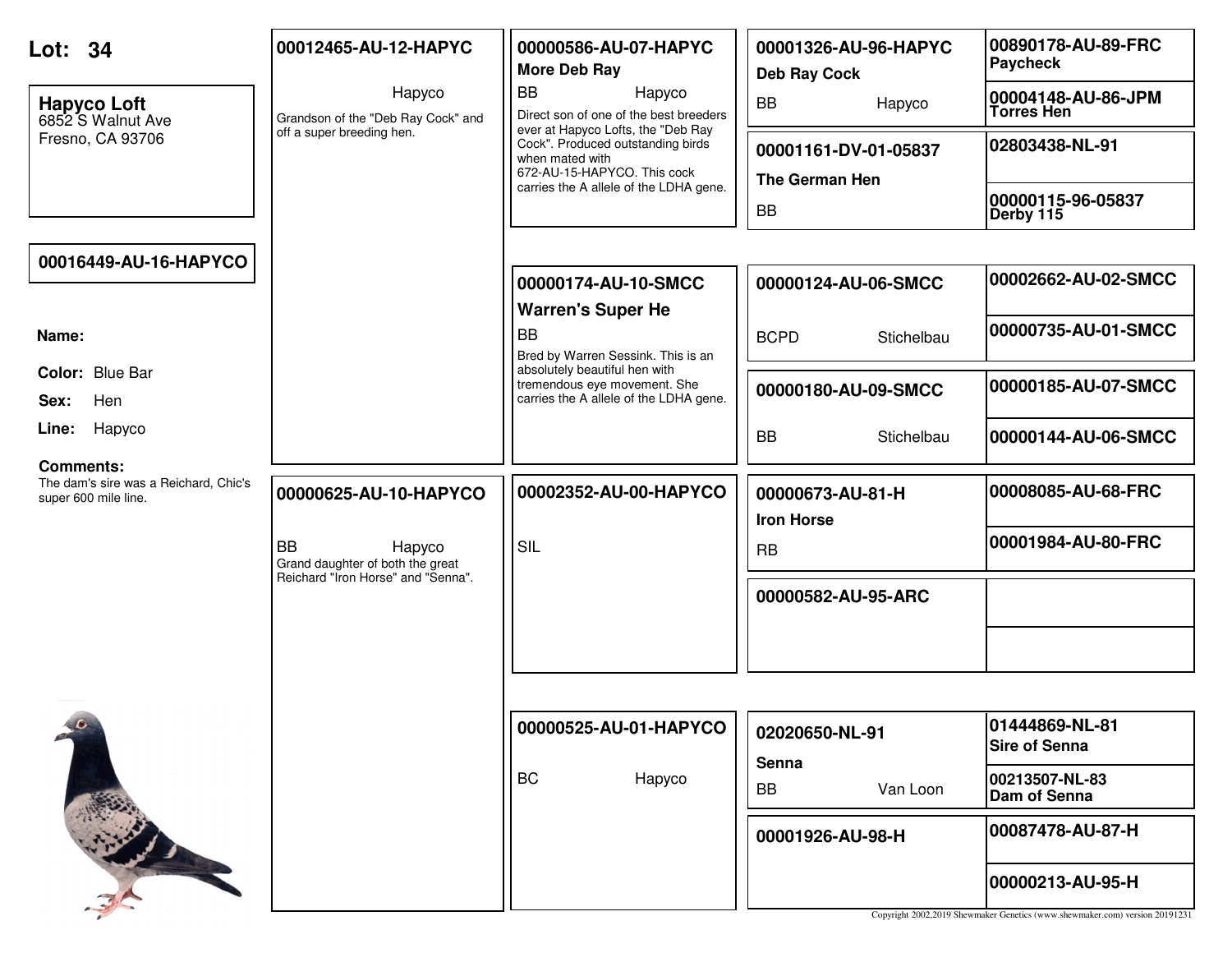# Lot: 34

**Hapyco Loft**
6852 S Walnut Ave
Fresno, CA 93706

**00016449-AU-16-HAPYCO**

**Name:**

**Color:** Blue Bar

**Sex:** Hen

**Line:** Hapyco

**Comments:**
The dam's sire was a Reichard, Chic's super 600 mile line.

---

**00012465-AU-12-HAPYC**
Hapyco
Grandson of the "Deb Ray Cock" and off a super breeding hen.

**00000586-AU-07-HAPYC**
**More Deb Ray**
BB Hapyco
Direct son of one of the best breeders ever at Hapyco Lofts, the "Deb Ray Cock". Produced outstanding birds when mated with 672-AU-15-HAPYCO. This cock carries the A allele of the LDHA gene.

**00001326-AU-96-HAPYC**
**Deb Ray Cock**
BB Hapyco

**00890178-AU-89-FRC**
**Paycheck**

**00004148-AU-86-JPM**
**Torres Hen**

**00001161-DV-01-05837**
**The German Hen**
BB

**02803438-NL-91**

**00000115-96-05837**
**Derby 115**

**00000174-AU-10-SMCC**
**Warren's Super He**
BB
Bred by Warren Sessink. This is an absolutely beautiful hen with tremendous eye movement. She carries the A allele of the LDHA gene.

**00000124-AU-06-SMCC**
BCPD Stichelbau

**00002662-AU-02-SMCC**

**00000735-AU-01-SMCC**

**00000180-AU-09-SMCC**
BB Stichelbau

**00000185-AU-07-SMCC**

**00000144-AU-06-SMCC**

---

**00000625-AU-10-HAPYCO**
BB Hapyco
Grand daughter of both the great Reichard "Iron Horse" and "Senna".

**00002352-AU-00-HAPYCO**
SIL

**00000673-AU-81-H**
**Iron Horse**
RB

**00008085-AU-68-FRC**

**00001984-AU-80-FRC**

**00000582-AU-95-ARC**

**00000525-AU-01-HAPYCO**
BC Hapyco

**02020650-NL-91**
**Senna**
BB Van Loon

**01444869-NL-81**
**Sire of Senna**

**00213507-NL-83**
**Dam of Senna**

**00001926-AU-98-H**

**00087478-AU-87-H**

**00000213-AU-95-H**

Copyright 2002,2019 Shewmaker Genetics (www.shewmaker.com) version 20191231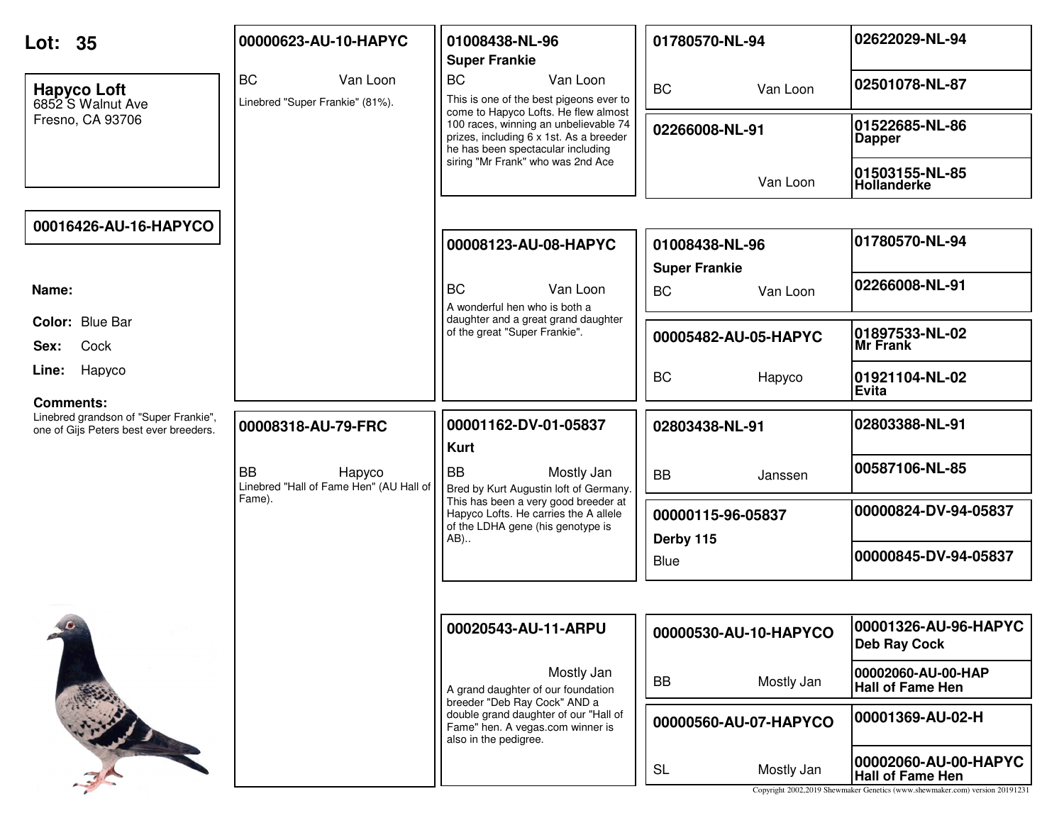# Lot: 35

**Hapyco Loft**
6852 S Walnut Ave
Fresno, CA 93706

**00016426-AU-16-HAPYCO**

**Name:**

**Color:** Blue Bar

**Sex:** Cock

**Line:** Hapyco

**Comments:**
Linebred grandson of "Super Frankie", one of Gijs Peters best ever breeders.

---

## Sire: 00000623-AU-10-HAPYC

BC — Van Loon

Linebred "Super Frankie" (81%).

### 01008438-NL-96 — Super Frankie

BC — Van Loon

This is one of the best pigeons ever to come to Hapyco Lofts. He flew almost 100 races, winning an unbelievable 74 prizes, including 6 x 1st. As a breeder he has been spectacular including siring "Mr Frank" who was 2nd Ace

- **01780570-NL-94** — BC — Van Loon
  - 02622029-NL-94
  - 02501078-NL-87
- **02266008-NL-91** — Van Loon
  - 01522685-NL-86 Dapper
  - 01503155-NL-85 Hollanderke

### 00008123-AU-08-HAPYC

BC — Van Loon

A wonderful hen who is both a daughter and a great grand daughter of the great "Super Frankie".

- **01008438-NL-96 Super Frankie** — BC — Van Loon
  - 01780570-NL-94
  - 02266008-NL-91
- **00005482-AU-05-HAPYC** — BC — Hapyco
  - 01897533-NL-02 Mr Frank
  - 01921104-NL-02 Evita

---

## Dam: 00008318-AU-79-FRC

BB — Hapyco

Linebred "Hall of Fame Hen" (AU Hall of Fame).

### 00001162-DV-01-05837 — Kurt

BB — Mostly Jan

Bred by Kurt Augustin loft of Germany. This has been a very good breeder at Hapyco Lofts. He carries the A allele of the LDHA gene (his genotype is AB)..

- **02803438-NL-91** — BB — Janssen
  - 02803388-NL-91
  - 00587106-NL-85
- **00000115-96-05837 Derby 115** — Blue
  - 00000824-DV-94-05837
  - 00000845-DV-94-05837

### 00020543-AU-11-ARPU

Mostly Jan

A grand daughter of our foundation breeder "Deb Ray Cock" AND a double grand daughter of our "Hall of Fame" hen. A vegas.com winner is also in the pedigree.

- **00000530-AU-10-HAPYCO** — BB — Mostly Jan
  - 00001326-AU-96-HAPYC Deb Ray Cock
  - 00002060-AU-00-HAP Hall of Fame Hen
- **00000560-AU-07-HAPYCO** — SL — Mostly Jan
  - 00001369-AU-02-H
  - 00002060-AU-00-HAPYC Hall of Fame Hen

Copyright 2002,2019 Shewmaker Genetics (www.shewmaker.com) version 20191231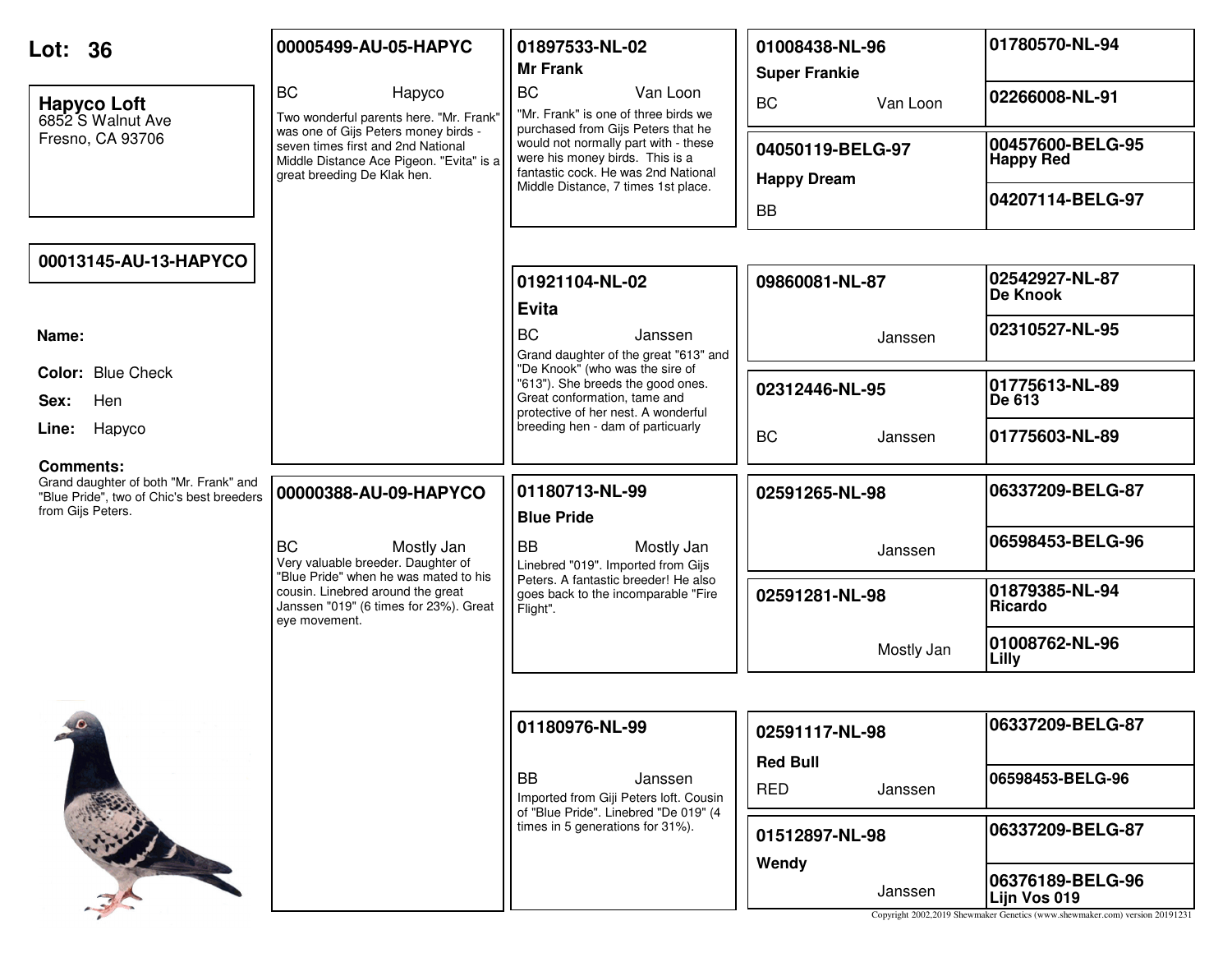# Lot: 36

**Hapyco Loft**
6852 S Walnut Ave
Fresno, CA 93706

**00013145-AU-13-HAPYCO**

**Name:**

**Color:** Blue Check

**Sex:** Hen

**Line:** Hapyco

**Comments:**
Grand daughter of both "Mr. Frank" and "Blue Pride", two of Chic's best breeders from Gijs Peters.

---

**00005499-AU-05-HAPYC**
BC Hapyco
Two wonderful parents here. "Mr. Frank" was one of Gijs Peters money birds - seven times first and 2nd National Middle Distance Ace Pigeon. "Evita" is a great breeding De Klak hen.

**01897533-NL-02**
**Mr Frank**
BC Van Loon
"Mr. Frank" is one of three birds we purchased from Gijs Peters that he would not normally part with - these were his money birds. This is a fantastic cock. He was 2nd National Middle Distance, 7 times 1st place.

**01008438-NL-96**
**Super Frankie**
BC Van Loon

**01780570-NL-94**

**02266008-NL-91**

**04050119-BELG-97**
**Happy Dream**
BB

**00457600-BELG-95**
**Happy Red**

**04207114-BELG-97**

**01921104-NL-02**
**Evita**
BC Janssen
Grand daughter of the great "613" and "De Knook" (who was the sire of "613"). She breeds the good ones. Great conformation, tame and protective of her nest. A wonderful breeding hen - dam of particuarly

**09860081-NL-87**
Janssen

**02542927-NL-87**
**De Knook**

**02310527-NL-95**

**02312446-NL-95**
BC Janssen

**01775613-NL-89**
**De 613**

**01775603-NL-89**

---

**00000388-AU-09-HAPYCO**
BC Mostly Jan
Very valuable breeder. Daughter of "Blue Pride" when he was mated to his cousin. Linebred around the great Janssen "019" (6 times for 23%). Great eye movement.

**01180713-NL-99**
**Blue Pride**
BB Mostly Jan
Linebred "019". Imported from Gijs Peters. A fantastic breeder! He also goes back to the incomparable "Fire Flight".

**02591265-NL-98**
Janssen

**06337209-BELG-87**

**06598453-BELG-96**

**02591281-NL-98**
Mostly Jan

**01879385-NL-94**
**Ricardo**

**01008762-NL-96**
**Lilly**

**01180976-NL-99**
BB Janssen
Imported from Giji Peters loft. Cousin of "Blue Pride". Linebred "De 019" (4 times in 5 generations for 31%).

**02591117-NL-98**
**Red Bull**
RED Janssen

**06337209-BELG-87**

**06598453-BELG-96**

**01512897-NL-98**
**Wendy**
Janssen

**06337209-BELG-87**

**06376189-BELG-96**
**Lijn Vos 019**

Copyright 2002,2019 Shewmaker Genetics (www.shewmaker.com) version 20191231